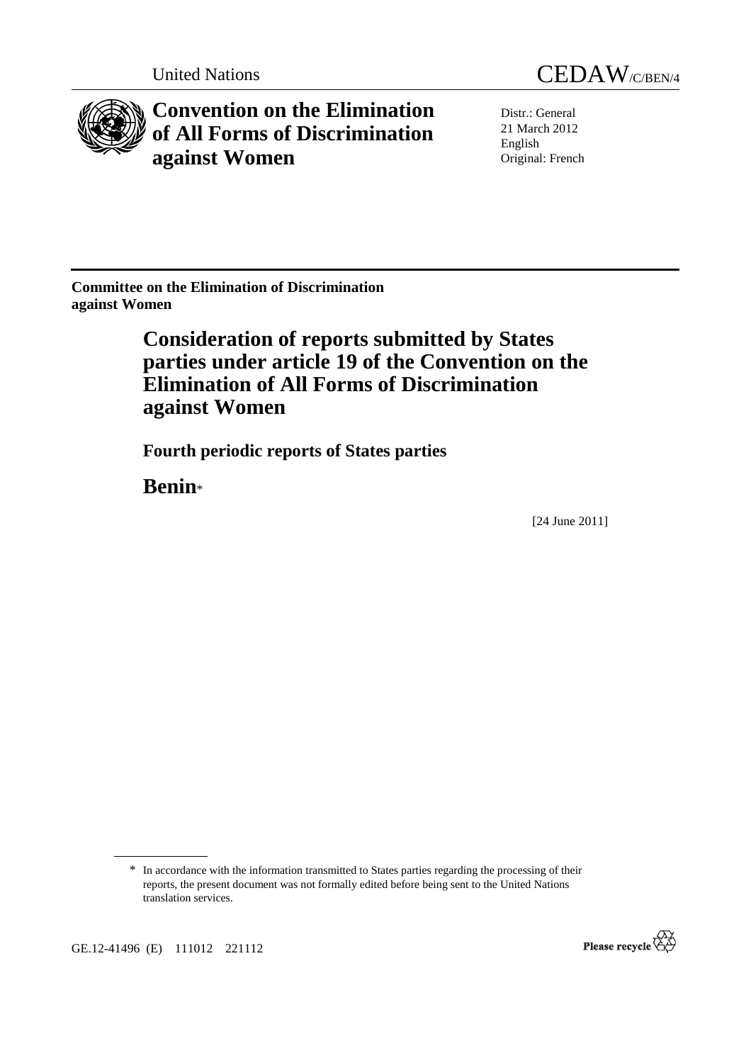United Nations

# CEDAW/C/BEN/4

# Convention on the Elimination of All Forms of Discrimination against Women

Distr.: General
21 March 2012
English
Original: French

**Committee on the Elimination of Discrimination against Women**

## Consideration of reports submitted by States parties under article 19 of the Convention on the Elimination of All Forms of Discrimination against Women

### Fourth periodic reports of States parties

## Benin*

[24 June 2011]

\* In accordance with the information transmitted to States parties regarding the processing of their reports, the present document was not formally edited before being sent to the United Nations translation services.

GE.12-41496 (E) 111012 221112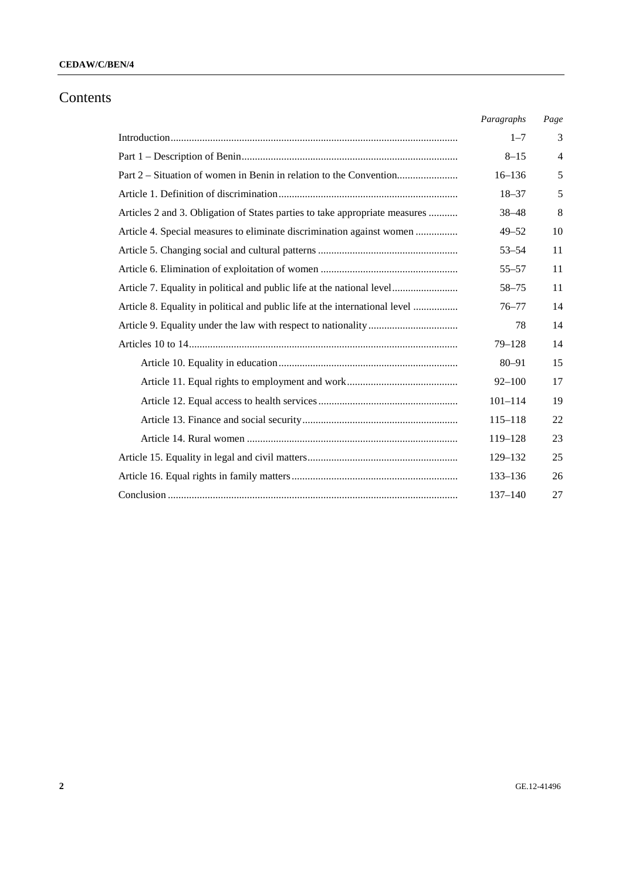# Contents

| | *Paragraphs* | *Page* |
|---|---|---|
| Introduction | 1–7 | 3 |
| Part 1 – Description of Benin | 8–15 | 4 |
| Part 2 – Situation of women in Benin in relation to the Convention | 16–136 | 5 |
| Article 1. Definition of discrimination | 18–37 | 5 |
| Articles 2 and 3. Obligation of States parties to take appropriate measures | 38–48 | 8 |
| Article 4. Special measures to eliminate discrimination against women | 49–52 | 10 |
| Article 5. Changing social and cultural patterns | 53–54 | 11 |
| Article 6. Elimination of exploitation of women | 55–57 | 11 |
| Article 7. Equality in political and public life at the national level | 58–75 | 11 |
| Article 8. Equality in political and public life at the international level | 76–77 | 14 |
| Article 9. Equality under the law with respect to nationality | 78 | 14 |
| Articles 10 to 14 | 79–128 | 14 |
| Article 10. Equality in education | 80–91 | 15 |
| Article 11. Equal rights to employment and work | 92–100 | 17 |
| Article 12. Equal access to health services | 101–114 | 19 |
| Article 13. Finance and social security | 115–118 | 22 |
| Article 14. Rural women | 119–128 | 23 |
| Article 15. Equality in legal and civil matters | 129–132 | 25 |
| Article 16. Equal rights in family matters | 133–136 | 26 |
| Conclusion | 137–140 | 27 |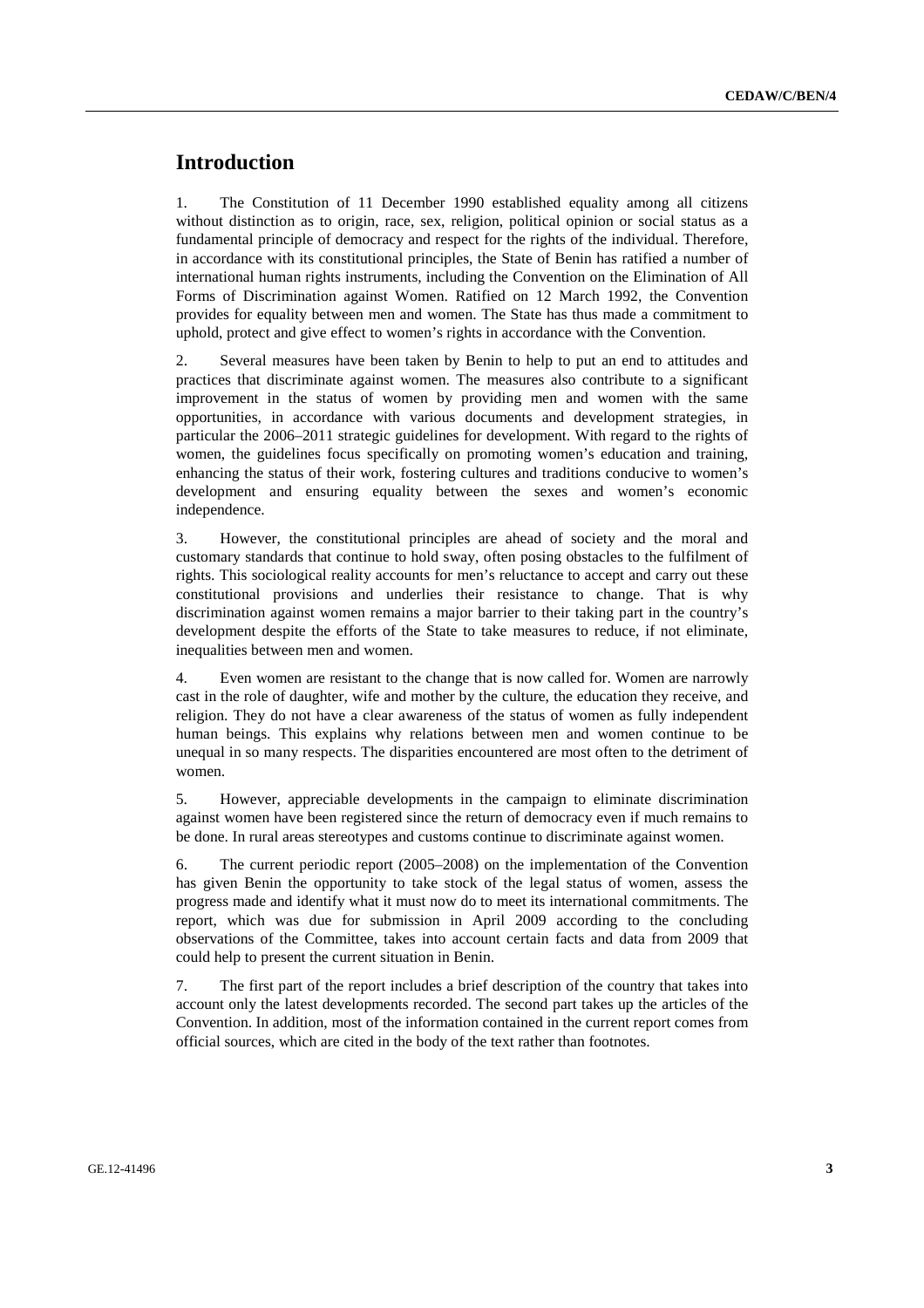# Introduction

1. The Constitution of 11 December 1990 established equality among all citizens without distinction as to origin, race, sex, religion, political opinion or social status as a fundamental principle of democracy and respect for the rights of the individual. Therefore, in accordance with its constitutional principles, the State of Benin has ratified a number of international human rights instruments, including the Convention on the Elimination of All Forms of Discrimination against Women. Ratified on 12 March 1992, the Convention provides for equality between men and women. The State has thus made a commitment to uphold, protect and give effect to women's rights in accordance with the Convention.

2. Several measures have been taken by Benin to help to put an end to attitudes and practices that discriminate against women. The measures also contribute to a significant improvement in the status of women by providing men and women with the same opportunities, in accordance with various documents and development strategies, in particular the 2006–2011 strategic guidelines for development. With regard to the rights of women, the guidelines focus specifically on promoting women's education and training, enhancing the status of their work, fostering cultures and traditions conducive to women's development and ensuring equality between the sexes and women's economic independence.

3. However, the constitutional principles are ahead of society and the moral and customary standards that continue to hold sway, often posing obstacles to the fulfilment of rights. This sociological reality accounts for men's reluctance to accept and carry out these constitutional provisions and underlies their resistance to change. That is why discrimination against women remains a major barrier to their taking part in the country's development despite the efforts of the State to take measures to reduce, if not eliminate, inequalities between men and women.

4. Even women are resistant to the change that is now called for. Women are narrowly cast in the role of daughter, wife and mother by the culture, the education they receive, and religion. They do not have a clear awareness of the status of women as fully independent human beings. This explains why relations between men and women continue to be unequal in so many respects. The disparities encountered are most often to the detriment of women.

5. However, appreciable developments in the campaign to eliminate discrimination against women have been registered since the return of democracy even if much remains to be done. In rural areas stereotypes and customs continue to discriminate against women.

6. The current periodic report (2005–2008) on the implementation of the Convention has given Benin the opportunity to take stock of the legal status of women, assess the progress made and identify what it must now do to meet its international commitments. The report, which was due for submission in April 2009 according to the concluding observations of the Committee, takes into account certain facts and data from 2009 that could help to present the current situation in Benin.

7. The first part of the report includes a brief description of the country that takes into account only the latest developments recorded. The second part takes up the articles of the Convention. In addition, most of the information contained in the current report comes from official sources, which are cited in the body of the text rather than footnotes.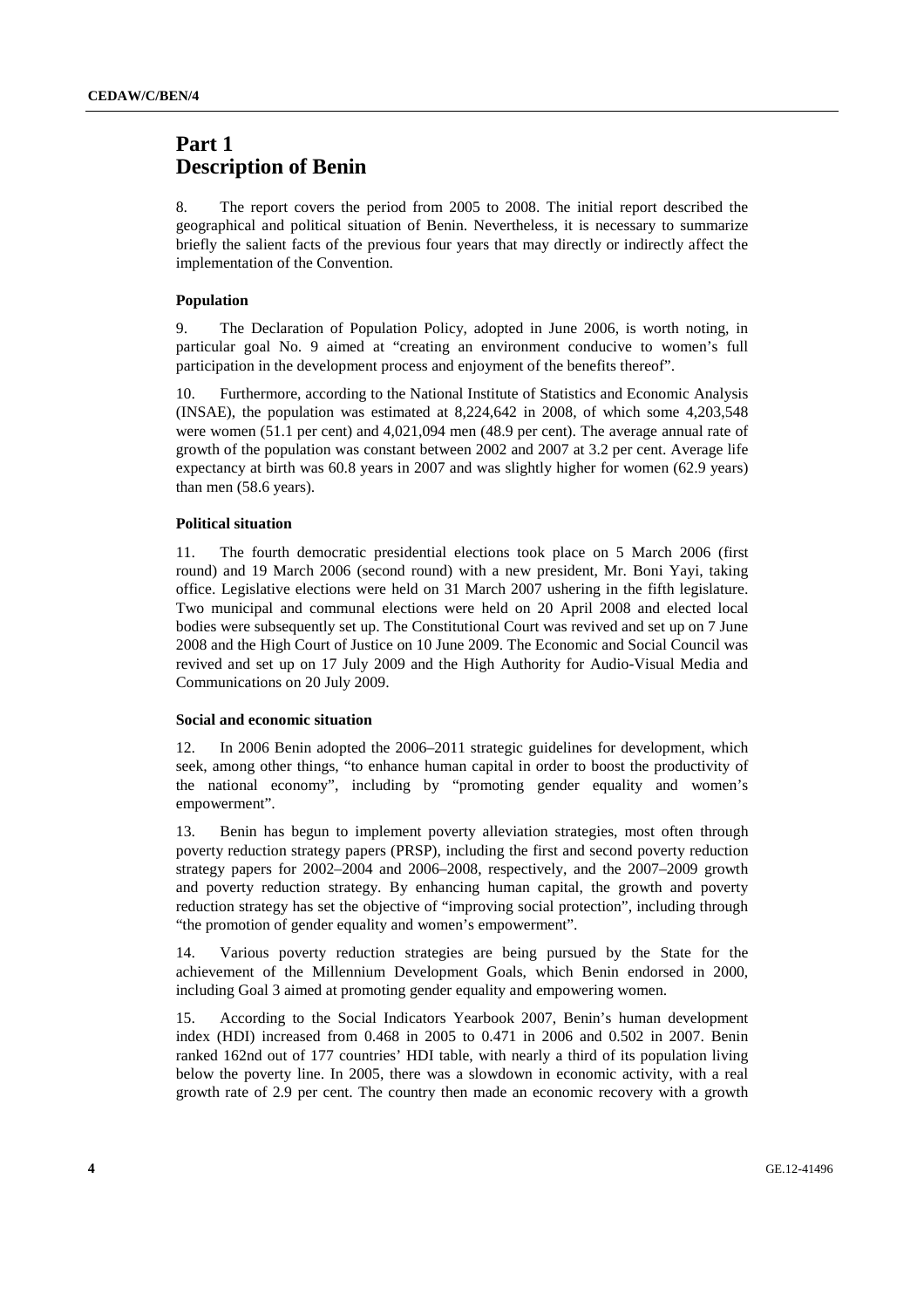# Part 1
# Description of Benin

8. The report covers the period from 2005 to 2008. The initial report described the geographical and political situation of Benin. Nevertheless, it is necessary to summarize briefly the salient facts of the previous four years that may directly or indirectly affect the implementation of the Convention.

### Population

9. The Declaration of Population Policy, adopted in June 2006, is worth noting, in particular goal No. 9 aimed at "creating an environment conducive to women's full participation in the development process and enjoyment of the benefits thereof".

10. Furthermore, according to the National Institute of Statistics and Economic Analysis (INSAE), the population was estimated at 8,224,642 in 2008, of which some 4,203,548 were women (51.1 per cent) and 4,021,094 men (48.9 per cent). The average annual rate of growth of the population was constant between 2002 and 2007 at 3.2 per cent. Average life expectancy at birth was 60.8 years in 2007 and was slightly higher for women (62.9 years) than men (58.6 years).

### Political situation

11. The fourth democratic presidential elections took place on 5 March 2006 (first round) and 19 March 2006 (second round) with a new president, Mr. Boni Yayi, taking office. Legislative elections were held on 31 March 2007 ushering in the fifth legislature. Two municipal and communal elections were held on 20 April 2008 and elected local bodies were subsequently set up. The Constitutional Court was revived and set up on 7 June 2008 and the High Court of Justice on 10 June 2009. The Economic and Social Council was revived and set up on 17 July 2009 and the High Authority for Audio-Visual Media and Communications on 20 July 2009.

### Social and economic situation

12. In 2006 Benin adopted the 2006–2011 strategic guidelines for development, which seek, among other things, "to enhance human capital in order to boost the productivity of the national economy", including by "promoting gender equality and women's empowerment".

13. Benin has begun to implement poverty alleviation strategies, most often through poverty reduction strategy papers (PRSP), including the first and second poverty reduction strategy papers for 2002–2004 and 2006–2008, respectively, and the 2007–2009 growth and poverty reduction strategy. By enhancing human capital, the growth and poverty reduction strategy has set the objective of "improving social protection", including through "the promotion of gender equality and women's empowerment".

14. Various poverty reduction strategies are being pursued by the State for the achievement of the Millennium Development Goals, which Benin endorsed in 2000, including Goal 3 aimed at promoting gender equality and empowering women.

15. According to the Social Indicators Yearbook 2007, Benin's human development index (HDI) increased from 0.468 in 2005 to 0.471 in 2006 and 0.502 in 2007. Benin ranked 162nd out of 177 countries' HDI table, with nearly a third of its population living below the poverty line. In 2005, there was a slowdown in economic activity, with a real growth rate of 2.9 per cent. The country then made an economic recovery with a growth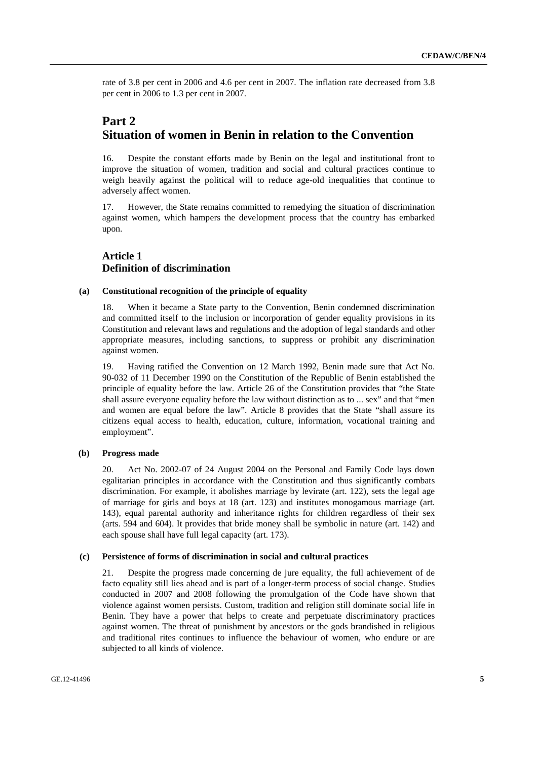rate of 3.8 per cent in 2006 and 4.6 per cent in 2007. The inflation rate decreased from 3.8 per cent in 2006 to 1.3 per cent in 2007.

# Part 2
# Situation of women in Benin in relation to the Convention

16. Despite the constant efforts made by Benin on the legal and institutional front to improve the situation of women, tradition and social and cultural practices continue to weigh heavily against the political will to reduce age-old inequalities that continue to adversely affect women.

17. However, the State remains committed to remedying the situation of discrimination against women, which hampers the development process that the country has embarked upon.

## Article 1
## Definition of discrimination

### (a) Constitutional recognition of the principle of equality

18. When it became a State party to the Convention, Benin condemned discrimination and committed itself to the inclusion or incorporation of gender equality provisions in its Constitution and relevant laws and regulations and the adoption of legal standards and other appropriate measures, including sanctions, to suppress or prohibit any discrimination against women.

19. Having ratified the Convention on 12 March 1992, Benin made sure that Act No. 90-032 of 11 December 1990 on the Constitution of the Republic of Benin established the principle of equality before the law. Article 26 of the Constitution provides that "the State shall assure everyone equality before the law without distinction as to ... sex" and that "men and women are equal before the law". Article 8 provides that the State "shall assure its citizens equal access to health, education, culture, information, vocational training and employment".

### (b) Progress made

20. Act No. 2002-07 of 24 August 2004 on the Personal and Family Code lays down egalitarian principles in accordance with the Constitution and thus significantly combats discrimination. For example, it abolishes marriage by levirate (art. 122), sets the legal age of marriage for girls and boys at 18 (art. 123) and institutes monogamous marriage (art. 143), equal parental authority and inheritance rights for children regardless of their sex (arts. 594 and 604). It provides that bride money shall be symbolic in nature (art. 142) and each spouse shall have full legal capacity (art. 173).

### (c) Persistence of forms of discrimination in social and cultural practices

21. Despite the progress made concerning de jure equality, the full achievement of de facto equality still lies ahead and is part of a longer-term process of social change. Studies conducted in 2007 and 2008 following the promulgation of the Code have shown that violence against women persists. Custom, tradition and religion still dominate social life in Benin. They have a power that helps to create and perpetuate discriminatory practices against women. The threat of punishment by ancestors or the gods brandished in religious and traditional rites continues to influence the behaviour of women, who endure or are subjected to all kinds of violence.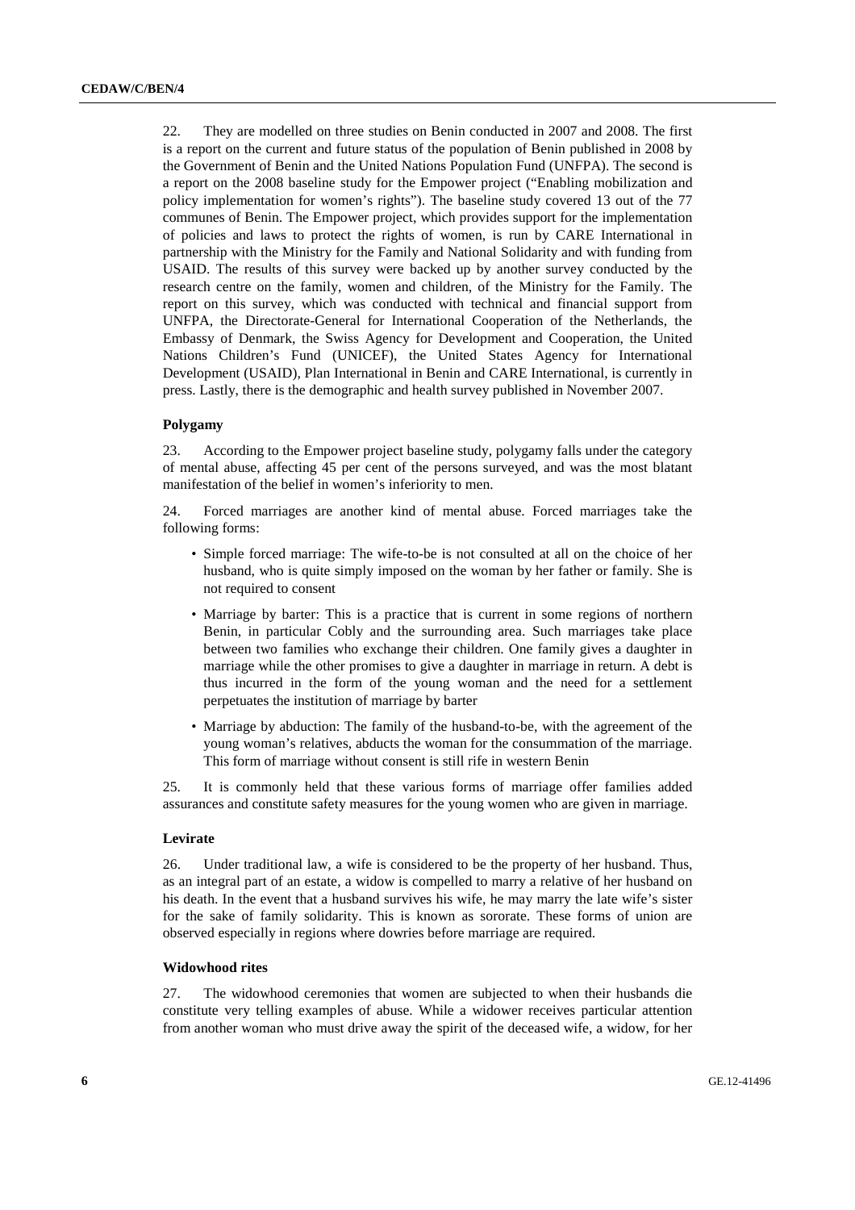22. They are modelled on three studies on Benin conducted in 2007 and 2008. The first is a report on the current and future status of the population of Benin published in 2008 by the Government of Benin and the United Nations Population Fund (UNFPA). The second is a report on the 2008 baseline study for the Empower project ("Enabling mobilization and policy implementation for women's rights"). The baseline study covered 13 out of the 77 communes of Benin. The Empower project, which provides support for the implementation of policies and laws to protect the rights of women, is run by CARE International in partnership with the Ministry for the Family and National Solidarity and with funding from USAID. The results of this survey were backed up by another survey conducted by the research centre on the family, women and children, of the Ministry for the Family. The report on this survey, which was conducted with technical and financial support from UNFPA, the Directorate-General for International Cooperation of the Netherlands, the Embassy of Denmark, the Swiss Agency for Development and Cooperation, the United Nations Children's Fund (UNICEF), the United States Agency for International Development (USAID), Plan International in Benin and CARE International, is currently in press. Lastly, there is the demographic and health survey published in November 2007.

### Polygamy

23. According to the Empower project baseline study, polygamy falls under the category of mental abuse, affecting 45 per cent of the persons surveyed, and was the most blatant manifestation of the belief in women's inferiority to men.

24. Forced marriages are another kind of mental abuse. Forced marriages take the following forms:

- Simple forced marriage: The wife-to-be is not consulted at all on the choice of her husband, who is quite simply imposed on the woman by her father or family. She is not required to consent
- Marriage by barter: This is a practice that is current in some regions of northern Benin, in particular Cobly and the surrounding area. Such marriages take place between two families who exchange their children. One family gives a daughter in marriage while the other promises to give a daughter in marriage in return. A debt is thus incurred in the form of the young woman and the need for a settlement perpetuates the institution of marriage by barter
- Marriage by abduction: The family of the husband-to-be, with the agreement of the young woman's relatives, abducts the woman for the consummation of the marriage. This form of marriage without consent is still rife in western Benin

25. It is commonly held that these various forms of marriage offer families added assurances and constitute safety measures for the young women who are given in marriage.

### Levirate

26. Under traditional law, a wife is considered to be the property of her husband. Thus, as an integral part of an estate, a widow is compelled to marry a relative of her husband on his death. In the event that a husband survives his wife, he may marry the late wife's sister for the sake of family solidarity. This is known as sororate. These forms of union are observed especially in regions where dowries before marriage are required.

### Widowhood rites

27. The widowhood ceremonies that women are subjected to when their husbands die constitute very telling examples of abuse. While a widower receives particular attention from another woman who must drive away the spirit of the deceased wife, a widow, for her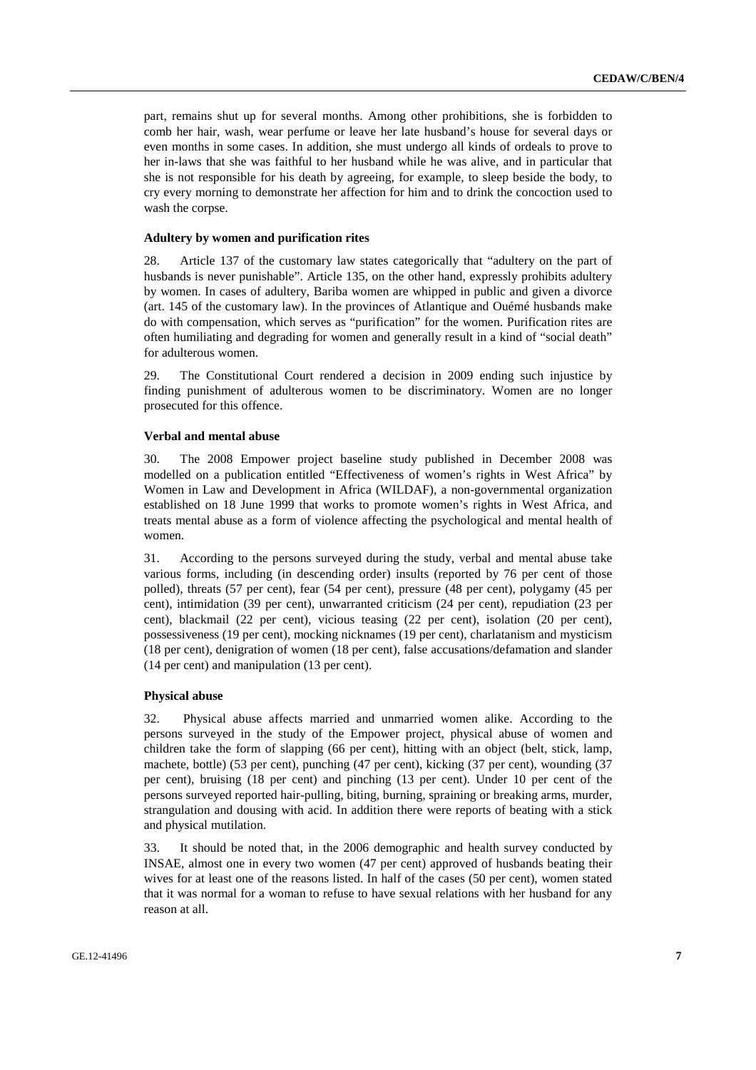part, remains shut up for several months. Among other prohibitions, she is forbidden to comb her hair, wash, wear perfume or leave her late husband's house for several days or even months in some cases. In addition, she must undergo all kinds of ordeals to prove to her in-laws that she was faithful to her husband while he was alive, and in particular that she is not responsible for his death by agreeing, for example, to sleep beside the body, to cry every morning to demonstrate her affection for him and to drink the concoction used to wash the corpse.

### Adultery by women and purification rites

28. Article 137 of the customary law states categorically that "adultery on the part of husbands is never punishable". Article 135, on the other hand, expressly prohibits adultery by women. In cases of adultery, Bariba women are whipped in public and given a divorce (art. 145 of the customary law). In the provinces of Atlantique and Ouémé husbands make do with compensation, which serves as "purification" for the women. Purification rites are often humiliating and degrading for women and generally result in a kind of "social death" for adulterous women.

29. The Constitutional Court rendered a decision in 2009 ending such injustice by finding punishment of adulterous women to be discriminatory. Women are no longer prosecuted for this offence.

### Verbal and mental abuse

30. The 2008 Empower project baseline study published in December 2008 was modelled on a publication entitled "Effectiveness of women's rights in West Africa" by Women in Law and Development in Africa (WILDAF), a non-governmental organization established on 18 June 1999 that works to promote women's rights in West Africa, and treats mental abuse as a form of violence affecting the psychological and mental health of women.

31. According to the persons surveyed during the study, verbal and mental abuse take various forms, including (in descending order) insults (reported by 76 per cent of those polled), threats (57 per cent), fear (54 per cent), pressure (48 per cent), polygamy (45 per cent), intimidation (39 per cent), unwarranted criticism (24 per cent), repudiation (23 per cent), blackmail (22 per cent), vicious teasing (22 per cent), isolation (20 per cent), possessiveness (19 per cent), mocking nicknames (19 per cent), charlatanism and mysticism (18 per cent), denigration of women (18 per cent), false accusations/defamation and slander (14 per cent) and manipulation (13 per cent).

### Physical abuse

32. Physical abuse affects married and unmarried women alike. According to the persons surveyed in the study of the Empower project, physical abuse of women and children take the form of slapping (66 per cent), hitting with an object (belt, stick, lamp, machete, bottle) (53 per cent), punching (47 per cent), kicking (37 per cent), wounding (37 per cent), bruising (18 per cent) and pinching (13 per cent). Under 10 per cent of the persons surveyed reported hair-pulling, biting, burning, spraining or breaking arms, murder, strangulation and dousing with acid. In addition there were reports of beating with a stick and physical mutilation.

33. It should be noted that, in the 2006 demographic and health survey conducted by INSAE, almost one in every two women (47 per cent) approved of husbands beating their wives for at least one of the reasons listed. In half of the cases (50 per cent), women stated that it was normal for a woman to refuse to have sexual relations with her husband for any reason at all.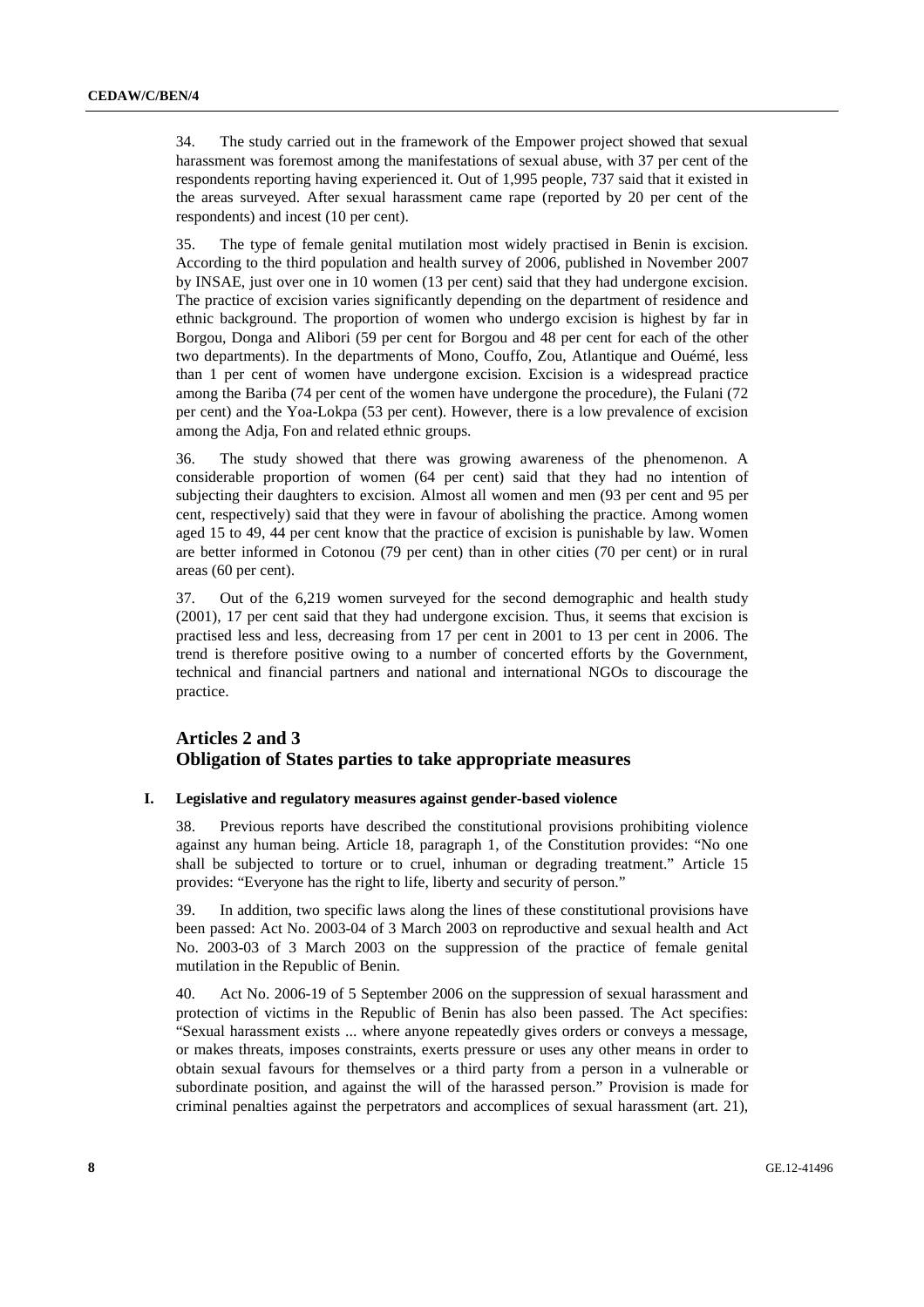34. The study carried out in the framework of the Empower project showed that sexual harassment was foremost among the manifestations of sexual abuse, with 37 per cent of the respondents reporting having experienced it. Out of 1,995 people, 737 said that it existed in the areas surveyed. After sexual harassment came rape (reported by 20 per cent of the respondents) and incest (10 per cent).

35. The type of female genital mutilation most widely practised in Benin is excision. According to the third population and health survey of 2006, published in November 2007 by INSAE, just over one in 10 women (13 per cent) said that they had undergone excision. The practice of excision varies significantly depending on the department of residence and ethnic background. The proportion of women who undergo excision is highest by far in Borgou, Donga and Alibori (59 per cent for Borgou and 48 per cent for each of the other two departments). In the departments of Mono, Couffo, Zou, Atlantique and Ouémé, less than 1 per cent of women have undergone excision. Excision is a widespread practice among the Bariba (74 per cent of the women have undergone the procedure), the Fulani (72 per cent) and the Yoa-Lokpa (53 per cent). However, there is a low prevalence of excision among the Adja, Fon and related ethnic groups.

36. The study showed that there was growing awareness of the phenomenon. A considerable proportion of women (64 per cent) said that they had no intention of subjecting their daughters to excision. Almost all women and men (93 per cent and 95 per cent, respectively) said that they were in favour of abolishing the practice. Among women aged 15 to 49, 44 per cent know that the practice of excision is punishable by law. Women are better informed in Cotonou (79 per cent) than in other cities (70 per cent) or in rural areas (60 per cent).

37. Out of the 6,219 women surveyed for the second demographic and health study (2001), 17 per cent said that they had undergone excision. Thus, it seems that excision is practised less and less, decreasing from 17 per cent in 2001 to 13 per cent in 2006. The trend is therefore positive owing to a number of concerted efforts by the Government, technical and financial partners and national and international NGOs to discourage the practice.

## Articles 2 and 3
## Obligation of States parties to take appropriate measures

### I. Legislative and regulatory measures against gender-based violence

38. Previous reports have described the constitutional provisions prohibiting violence against any human being. Article 18, paragraph 1, of the Constitution provides: "No one shall be subjected to torture or to cruel, inhuman or degrading treatment." Article 15 provides: "Everyone has the right to life, liberty and security of person."

39. In addition, two specific laws along the lines of these constitutional provisions have been passed: Act No. 2003-04 of 3 March 2003 on reproductive and sexual health and Act No. 2003-03 of 3 March 2003 on the suppression of the practice of female genital mutilation in the Republic of Benin.

40. Act No. 2006-19 of 5 September 2006 on the suppression of sexual harassment and protection of victims in the Republic of Benin has also been passed. The Act specifies: "Sexual harassment exists ... where anyone repeatedly gives orders or conveys a message, or makes threats, imposes constraints, exerts pressure or uses any other means in order to obtain sexual favours for themselves or a third party from a person in a vulnerable or subordinate position, and against the will of the harassed person." Provision is made for criminal penalties against the perpetrators and accomplices of sexual harassment (art. 21),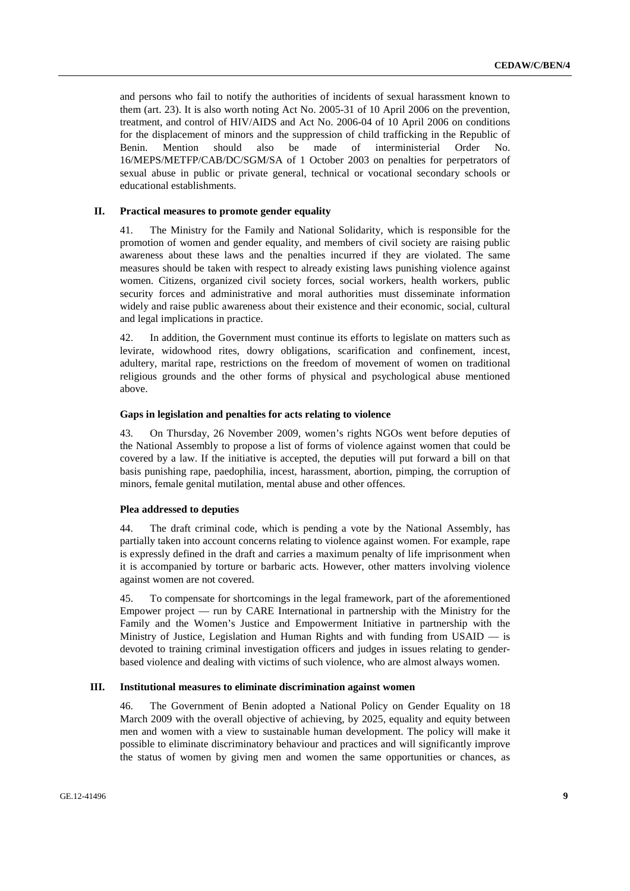and persons who fail to notify the authorities of incidents of sexual harassment known to them (art. 23). It is also worth noting Act No. 2005-31 of 10 April 2006 on the prevention, treatment, and control of HIV/AIDS and Act No. 2006-04 of 10 April 2006 on conditions for the displacement of minors and the suppression of child trafficking in the Republic of Benin. Mention should also be made of interministerial Order No. 16/MEPS/METFP/CAB/DC/SGM/SA of 1 October 2003 on penalties for perpetrators of sexual abuse in public or private general, technical or vocational secondary schools or educational establishments.

## II. Practical measures to promote gender equality

41. The Ministry for the Family and National Solidarity, which is responsible for the promotion of women and gender equality, and members of civil society are raising public awareness about these laws and the penalties incurred if they are violated. The same measures should be taken with respect to already existing laws punishing violence against women. Citizens, organized civil society forces, social workers, health workers, public security forces and administrative and moral authorities must disseminate information widely and raise public awareness about their existence and their economic, social, cultural and legal implications in practice.

42. In addition, the Government must continue its efforts to legislate on matters such as levirate, widowhood rites, dowry obligations, scarification and confinement, incest, adultery, marital rape, restrictions on the freedom of movement of women on traditional religious grounds and the other forms of physical and psychological abuse mentioned above.

### Gaps in legislation and penalties for acts relating to violence

43. On Thursday, 26 November 2009, women's rights NGOs went before deputies of the National Assembly to propose a list of forms of violence against women that could be covered by a law. If the initiative is accepted, the deputies will put forward a bill on that basis punishing rape, paedophilia, incest, harassment, abortion, pimping, the corruption of minors, female genital mutilation, mental abuse and other offences.

### Plea addressed to deputies

44. The draft criminal code, which is pending a vote by the National Assembly, has partially taken into account concerns relating to violence against women. For example, rape is expressly defined in the draft and carries a maximum penalty of life imprisonment when it is accompanied by torture or barbaric acts. However, other matters involving violence against women are not covered.

45. To compensate for shortcomings in the legal framework, part of the aforementioned Empower project — run by CARE International in partnership with the Ministry for the Family and the Women's Justice and Empowerment Initiative in partnership with the Ministry of Justice, Legislation and Human Rights and with funding from USAID — is devoted to training criminal investigation officers and judges in issues relating to gender-based violence and dealing with victims of such violence, who are almost always women.

## III. Institutional measures to eliminate discrimination against women

46. The Government of Benin adopted a National Policy on Gender Equality on 18 March 2009 with the overall objective of achieving, by 2025, equality and equity between men and women with a view to sustainable human development. The policy will make it possible to eliminate discriminatory behaviour and practices and will significantly improve the status of women by giving men and women the same opportunities or chances, as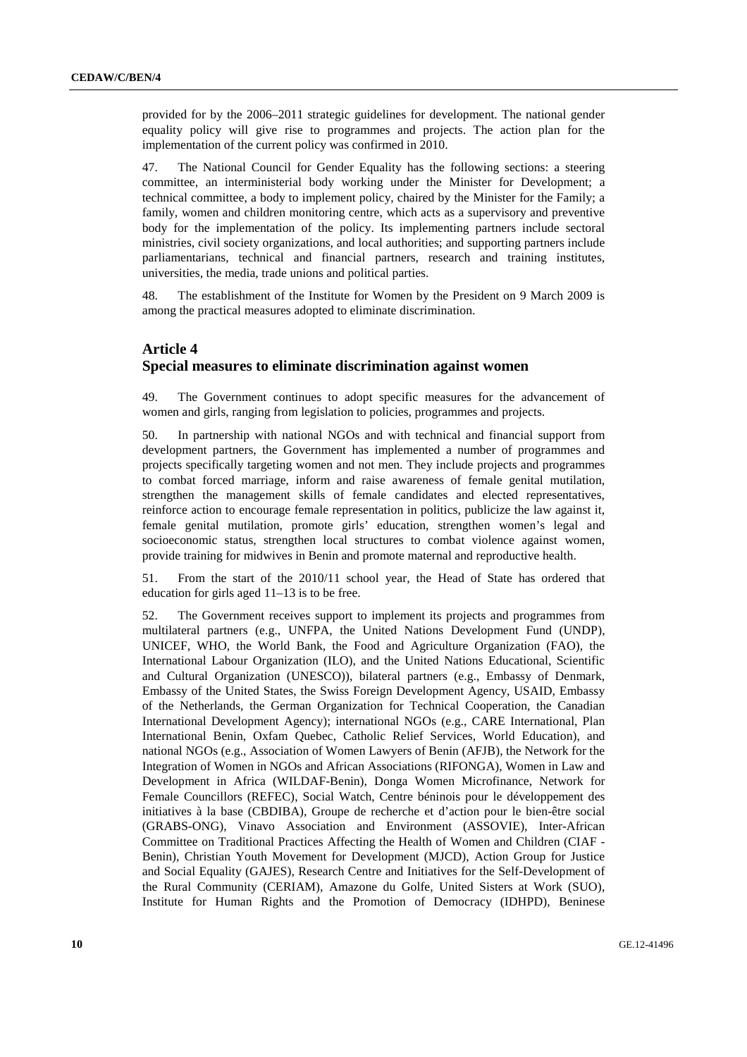provided for by the 2006–2011 strategic guidelines for development. The national gender equality policy will give rise to programmes and projects. The action plan for the implementation of the current policy was confirmed in 2010.

47. The National Council for Gender Equality has the following sections: a steering committee, an interministerial body working under the Minister for Development; a technical committee, a body to implement policy, chaired by the Minister for the Family; a family, women and children monitoring centre, which acts as a supervisory and preventive body for the implementation of the policy. Its implementing partners include sectoral ministries, civil society organizations, and local authorities; and supporting partners include parliamentarians, technical and financial partners, research and training institutes, universities, the media, trade unions and political parties.

48. The establishment of the Institute for Women by the President on 9 March 2009 is among the practical measures adopted to eliminate discrimination.

## Article 4
## Special measures to eliminate discrimination against women

49. The Government continues to adopt specific measures for the advancement of women and girls, ranging from legislation to policies, programmes and projects.

50. In partnership with national NGOs and with technical and financial support from development partners, the Government has implemented a number of programmes and projects specifically targeting women and not men. They include projects and programmes to combat forced marriage, inform and raise awareness of female genital mutilation, strengthen the management skills of female candidates and elected representatives, reinforce action to encourage female representation in politics, publicize the law against it, female genital mutilation, promote girls' education, strengthen women's legal and socioeconomic status, strengthen local structures to combat violence against women, provide training for midwives in Benin and promote maternal and reproductive health.

51. From the start of the 2010/11 school year, the Head of State has ordered that education for girls aged 11–13 is to be free.

52. The Government receives support to implement its projects and programmes from multilateral partners (e.g., UNFPA, the United Nations Development Fund (UNDP), UNICEF, WHO, the World Bank, the Food and Agriculture Organization (FAO), the International Labour Organization (ILO), and the United Nations Educational, Scientific and Cultural Organization (UNESCO)), bilateral partners (e.g., Embassy of Denmark, Embassy of the United States, the Swiss Foreign Development Agency, USAID, Embassy of the Netherlands, the German Organization for Technical Cooperation, the Canadian International Development Agency); international NGOs (e.g., CARE International, Plan International Benin, Oxfam Quebec, Catholic Relief Services, World Education), and national NGOs (e.g., Association of Women Lawyers of Benin (AFJB), the Network for the Integration of Women in NGOs and African Associations (RIFONGA), Women in Law and Development in Africa (WILDAF-Benin), Donga Women Microfinance, Network for Female Councillors (REFEC), Social Watch, Centre béninois pour le développement des initiatives à la base (CBDIBA), Groupe de recherche et d'action pour le bien-être social (GRABS-ONG), Vinavo Association and Environment (ASSOVIE), Inter-African Committee on Traditional Practices Affecting the Health of Women and Children (CIAF - Benin), Christian Youth Movement for Development (MJCD), Action Group for Justice and Social Equality (GAJES), Research Centre and Initiatives for the Self-Development of the Rural Community (CERIAM), Amazone du Golfe, United Sisters at Work (SUO), Institute for Human Rights and the Promotion of Democracy (IDHPD), Beninese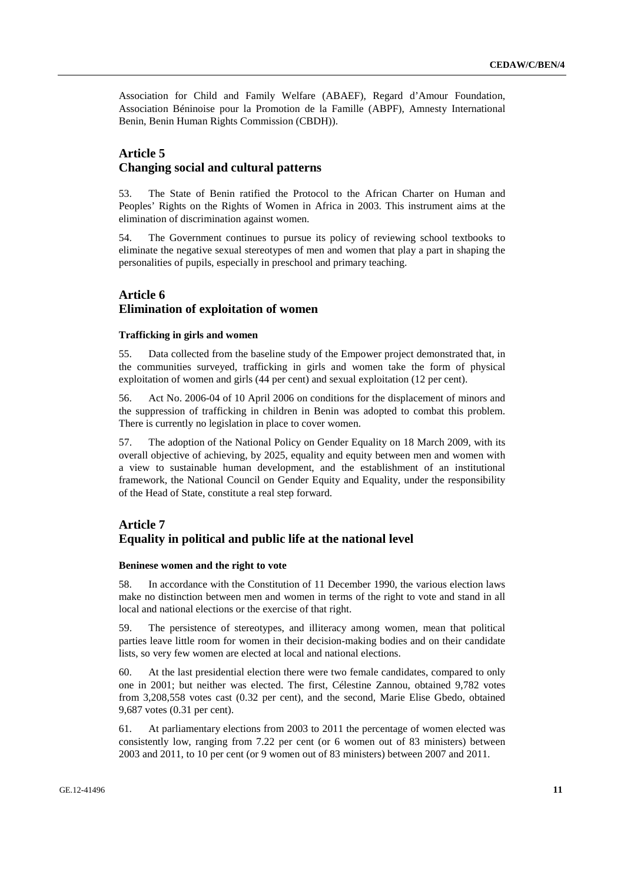Association for Child and Family Welfare (ABAEF), Regard d'Amour Foundation, Association Béninoise pour la Promotion de la Famille (ABPF), Amnesty International Benin, Benin Human Rights Commission (CBDH)).

## Article 5
## Changing social and cultural patterns

53. The State of Benin ratified the Protocol to the African Charter on Human and Peoples' Rights on the Rights of Women in Africa in 2003. This instrument aims at the elimination of discrimination against women.

54. The Government continues to pursue its policy of reviewing school textbooks to eliminate the negative sexual stereotypes of men and women that play a part in shaping the personalities of pupils, especially in preschool and primary teaching.

## Article 6
## Elimination of exploitation of women

### Trafficking in girls and women

55. Data collected from the baseline study of the Empower project demonstrated that, in the communities surveyed, trafficking in girls and women take the form of physical exploitation of women and girls (44 per cent) and sexual exploitation (12 per cent).

56. Act No. 2006-04 of 10 April 2006 on conditions for the displacement of minors and the suppression of trafficking in children in Benin was adopted to combat this problem. There is currently no legislation in place to cover women.

57. The adoption of the National Policy on Gender Equality on 18 March 2009, with its overall objective of achieving, by 2025, equality and equity between men and women with a view to sustainable human development, and the establishment of an institutional framework, the National Council on Gender Equity and Equality, under the responsibility of the Head of State, constitute a real step forward.

## Article 7
## Equality in political and public life at the national level

### Beninese women and the right to vote

58. In accordance with the Constitution of 11 December 1990, the various election laws make no distinction between men and women in terms of the right to vote and stand in all local and national elections or the exercise of that right.

59. The persistence of stereotypes, and illiteracy among women, mean that political parties leave little room for women in their decision-making bodies and on their candidate lists, so very few women are elected at local and national elections.

60. At the last presidential election there were two female candidates, compared to only one in 2001; but neither was elected. The first, Célestine Zannou, obtained 9,782 votes from 3,208,558 votes cast (0.32 per cent), and the second, Marie Elise Gbedo, obtained 9,687 votes (0.31 per cent).

61. At parliamentary elections from 2003 to 2011 the percentage of women elected was consistently low, ranging from 7.22 per cent (or 6 women out of 83 ministers) between 2003 and 2011, to 10 per cent (or 9 women out of 83 ministers) between 2007 and 2011.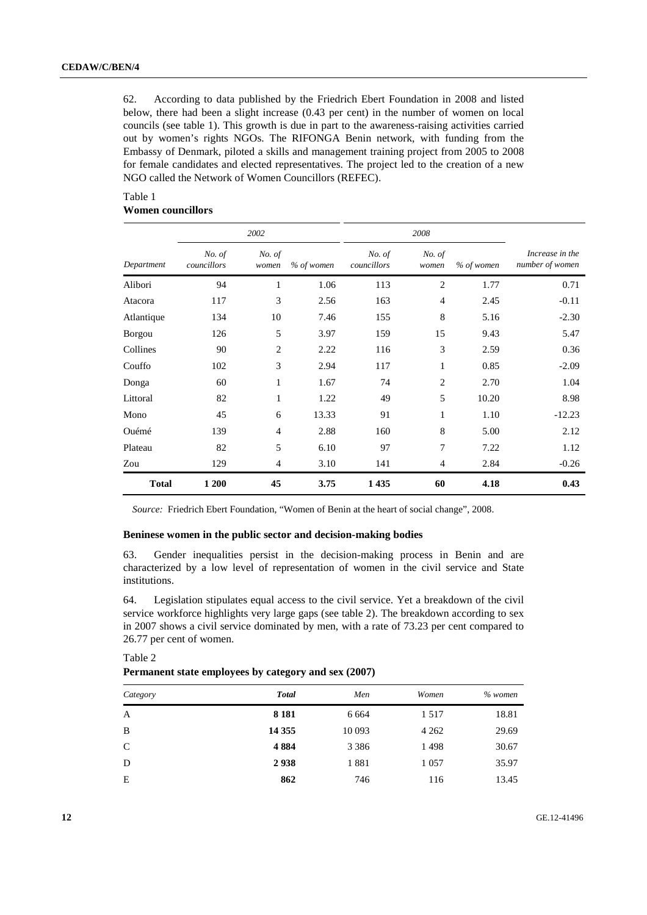62. According to data published by the Friedrich Ebert Foundation in 2008 and listed below, there had been a slight increase (0.43 per cent) in the number of women on local councils (see table 1). This growth is due in part to the awareness-raising activities carried out by women's rights NGOs. The RIFONGA Benin network, with funding from the Embassy of Denmark, piloted a skills and management training project from 2005 to 2008 for female candidates and elected representatives. The project led to the creation of a new NGO called the Network of Women Councillors (REFEC).

Table 1
**Women councillors**

| | *2002* | | | *2008* | | | |
|---|---|---|---|---|---|---|---|
| *Department* | *No. of councillors* | *No. of women* | *% of women* | *No. of councillors* | *No. of women* | *% of women* | *Increase in the number of women* |
| Alibori | 94 | 1 | 1.06 | 113 | 2 | 1.77 | 0.71 |
| Atacora | 117 | 3 | 2.56 | 163 | 4 | 2.45 | -0.11 |
| Atlantique | 134 | 10 | 7.46 | 155 | 8 | 5.16 | -2.30 |
| Borgou | 126 | 5 | 3.97 | 159 | 15 | 9.43 | 5.47 |
| Collines | 90 | 2 | 2.22 | 116 | 3 | 2.59 | 0.36 |
| Couffo | 102 | 3 | 2.94 | 117 | 1 | 0.85 | -2.09 |
| Donga | 60 | 1 | 1.67 | 74 | 2 | 2.70 | 1.04 |
| Littoral | 82 | 1 | 1.22 | 49 | 5 | 10.20 | 8.98 |
| Mono | 45 | 6 | 13.33 | 91 | 1 | 1.10 | -12.23 |
| Ouémé | 139 | 4 | 2.88 | 160 | 8 | 5.00 | 2.12 |
| Plateau | 82 | 5 | 6.10 | 97 | 7 | 7.22 | 1.12 |
| Zou | 129 | 4 | 3.10 | 141 | 4 | 2.84 | -0.26 |
| **Total** | **1 200** | **45** | **3.75** | **1 435** | **60** | **4.18** | **0.43** |

*Source:* Friedrich Ebert Foundation, "Women of Benin at the heart of social change", 2008.

### Beninese women in the public sector and decision-making bodies

63. Gender inequalities persist in the decision-making process in Benin and are characterized by a low level of representation of women in the civil service and State institutions.

64. Legislation stipulates equal access to the civil service. Yet a breakdown of the civil service workforce highlights very large gaps (see table 2). The breakdown according to sex in 2007 shows a civil service dominated by men, with a rate of 73.23 per cent compared to 26.77 per cent of women.

Table 2
**Permanent state employees by category and sex (2007)**

| *Category* | ***Total*** | *Men* | *Women* | *% women* |
|---|---|---|---|---|
| A | **8 181** | 6 664 | 1 517 | 18.81 |
| B | **14 355** | 10 093 | 4 262 | 29.69 |
| C | **4 884** | 3 386 | 1 498 | 30.67 |
| D | **2 938** | 1 881 | 1 057 | 35.97 |
| E | **862** | 746 | 116 | 13.45 |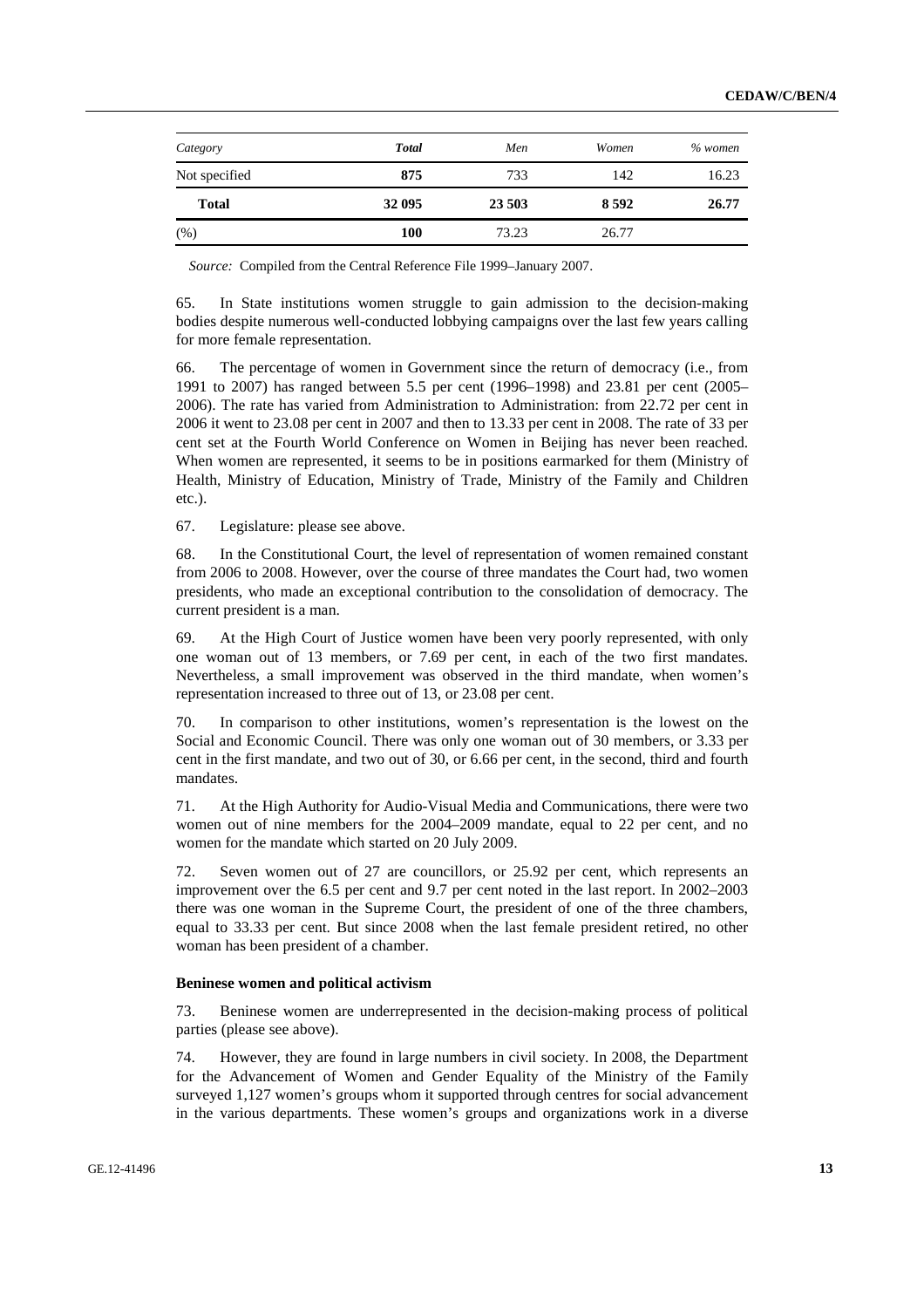| Category | **Total** | Men | Women | % women |
| --- | --- | --- | --- | --- |
| Not specified | **875** | 733 | 142 | 16.23 |
| **Total** | **32 095** | **23 503** | **8 592** | **26.77** |
| (%) | **100** | 73.23 | 26.77 | |

*Source:* Compiled from the Central Reference File 1999–January 2007.

65. In State institutions women struggle to gain admission to the decision-making bodies despite numerous well-conducted lobbying campaigns over the last few years calling for more female representation.

66. The percentage of women in Government since the return of democracy (i.e., from 1991 to 2007) has ranged between 5.5 per cent (1996–1998) and 23.81 per cent (2005–2006). The rate has varied from Administration to Administration: from 22.72 per cent in 2006 it went to 23.08 per cent in 2007 and then to 13.33 per cent in 2008. The rate of 33 per cent set at the Fourth World Conference on Women in Beijing has never been reached. When women are represented, it seems to be in positions earmarked for them (Ministry of Health, Ministry of Education, Ministry of Trade, Ministry of the Family and Children etc.).

67. Legislature: please see above.

68. In the Constitutional Court, the level of representation of women remained constant from 2006 to 2008. However, over the course of three mandates the Court had, two women presidents, who made an exceptional contribution to the consolidation of democracy. The current president is a man.

69. At the High Court of Justice women have been very poorly represented, with only one woman out of 13 members, or 7.69 per cent, in each of the two first mandates. Nevertheless, a small improvement was observed in the third mandate, when women's representation increased to three out of 13, or 23.08 per cent.

70. In comparison to other institutions, women's representation is the lowest on the Social and Economic Council. There was only one woman out of 30 members, or 3.33 per cent in the first mandate, and two out of 30, or 6.66 per cent, in the second, third and fourth mandates.

71. At the High Authority for Audio-Visual Media and Communications, there were two women out of nine members for the 2004–2009 mandate, equal to 22 per cent, and no women for the mandate which started on 20 July 2009.

72. Seven women out of 27 are councillors, or 25.92 per cent, which represents an improvement over the 6.5 per cent and 9.7 per cent noted in the last report. In 2002–2003 there was one woman in the Supreme Court, the president of one of the three chambers, equal to 33.33 per cent. But since 2008 when the last female president retired, no other woman has been president of a chamber.

**Beninese women and political activism**

73. Beninese women are underrepresented in the decision-making process of political parties (please see above).

74. However, they are found in large numbers in civil society. In 2008, the Department for the Advancement of Women and Gender Equality of the Ministry of the Family surveyed 1,127 women's groups whom it supported through centres for social advancement in the various departments. These women's groups and organizations work in a diverse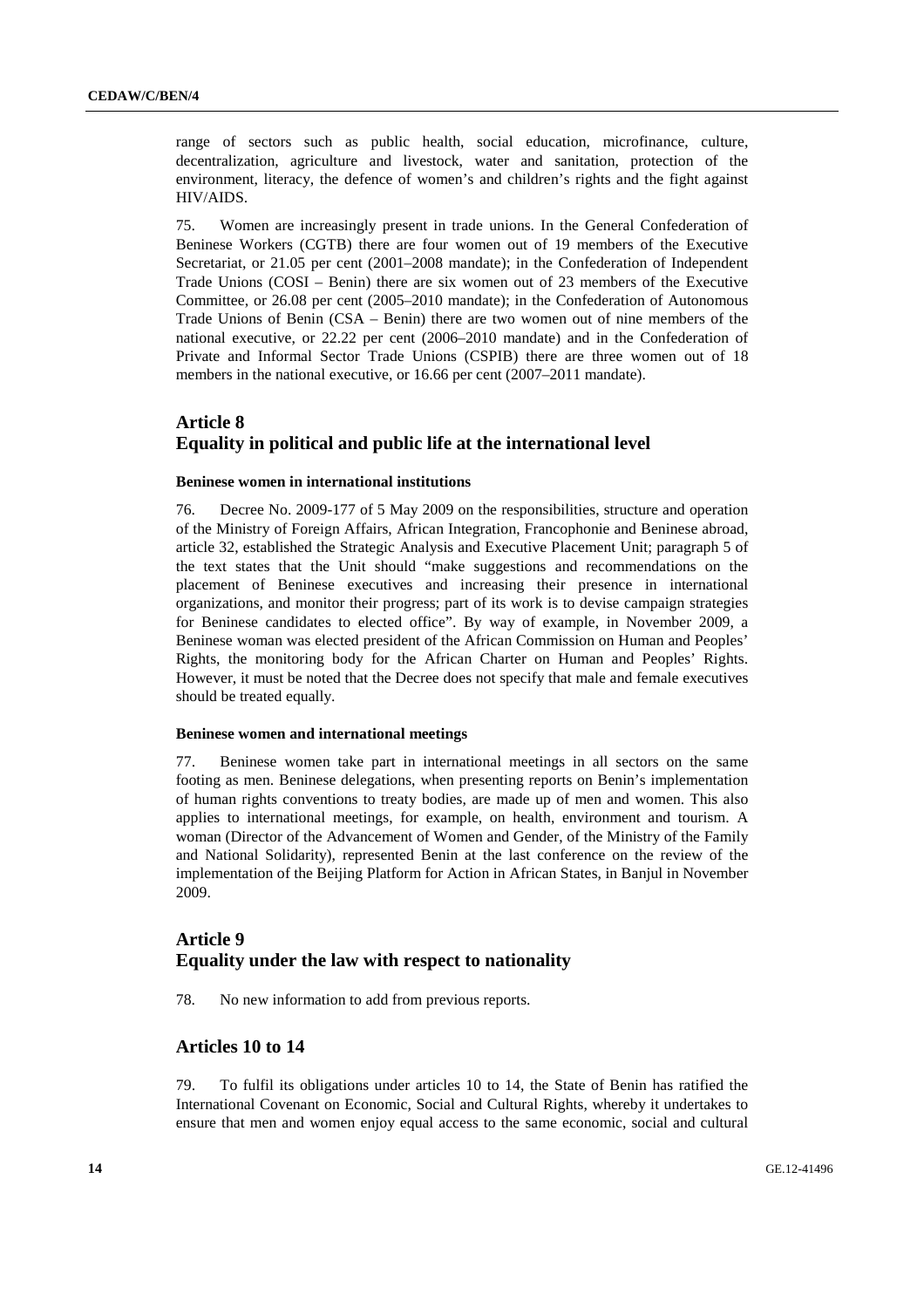range of sectors such as public health, social education, microfinance, culture, decentralization, agriculture and livestock, water and sanitation, protection of the environment, literacy, the defence of women's and children's rights and the fight against HIV/AIDS.

75. Women are increasingly present in trade unions. In the General Confederation of Beninese Workers (CGTB) there are four women out of 19 members of the Executive Secretariat, or 21.05 per cent (2001–2008 mandate); in the Confederation of Independent Trade Unions (COSI – Benin) there are six women out of 23 members of the Executive Committee, or 26.08 per cent (2005–2010 mandate); in the Confederation of Autonomous Trade Unions of Benin (CSA – Benin) there are two women out of nine members of the national executive, or 22.22 per cent (2006–2010 mandate) and in the Confederation of Private and Informal Sector Trade Unions (CSPIB) there are three women out of 18 members in the national executive, or 16.66 per cent (2007–2011 mandate).

## Article 8
## Equality in political and public life at the international level

#### Beninese women in international institutions

76. Decree No. 2009-177 of 5 May 2009 on the responsibilities, structure and operation of the Ministry of Foreign Affairs, African Integration, Francophonie and Beninese abroad, article 32, established the Strategic Analysis and Executive Placement Unit; paragraph 5 of the text states that the Unit should "make suggestions and recommendations on the placement of Beninese executives and increasing their presence in international organizations, and monitor their progress; part of its work is to devise campaign strategies for Beninese candidates to elected office". By way of example, in November 2009, a Beninese woman was elected president of the African Commission on Human and Peoples' Rights, the monitoring body for the African Charter on Human and Peoples' Rights. However, it must be noted that the Decree does not specify that male and female executives should be treated equally.

#### Beninese women and international meetings

77. Beninese women take part in international meetings in all sectors on the same footing as men. Beninese delegations, when presenting reports on Benin's implementation of human rights conventions to treaty bodies, are made up of men and women. This also applies to international meetings, for example, on health, environment and tourism. A woman (Director of the Advancement of Women and Gender, of the Ministry of the Family and National Solidarity), represented Benin at the last conference on the review of the implementation of the Beijing Platform for Action in African States, in Banjul in November 2009.

## Article 9
## Equality under the law with respect to nationality

78. No new information to add from previous reports.

## Articles 10 to 14

79. To fulfil its obligations under articles 10 to 14, the State of Benin has ratified the International Covenant on Economic, Social and Cultural Rights, whereby it undertakes to ensure that men and women enjoy equal access to the same economic, social and cultural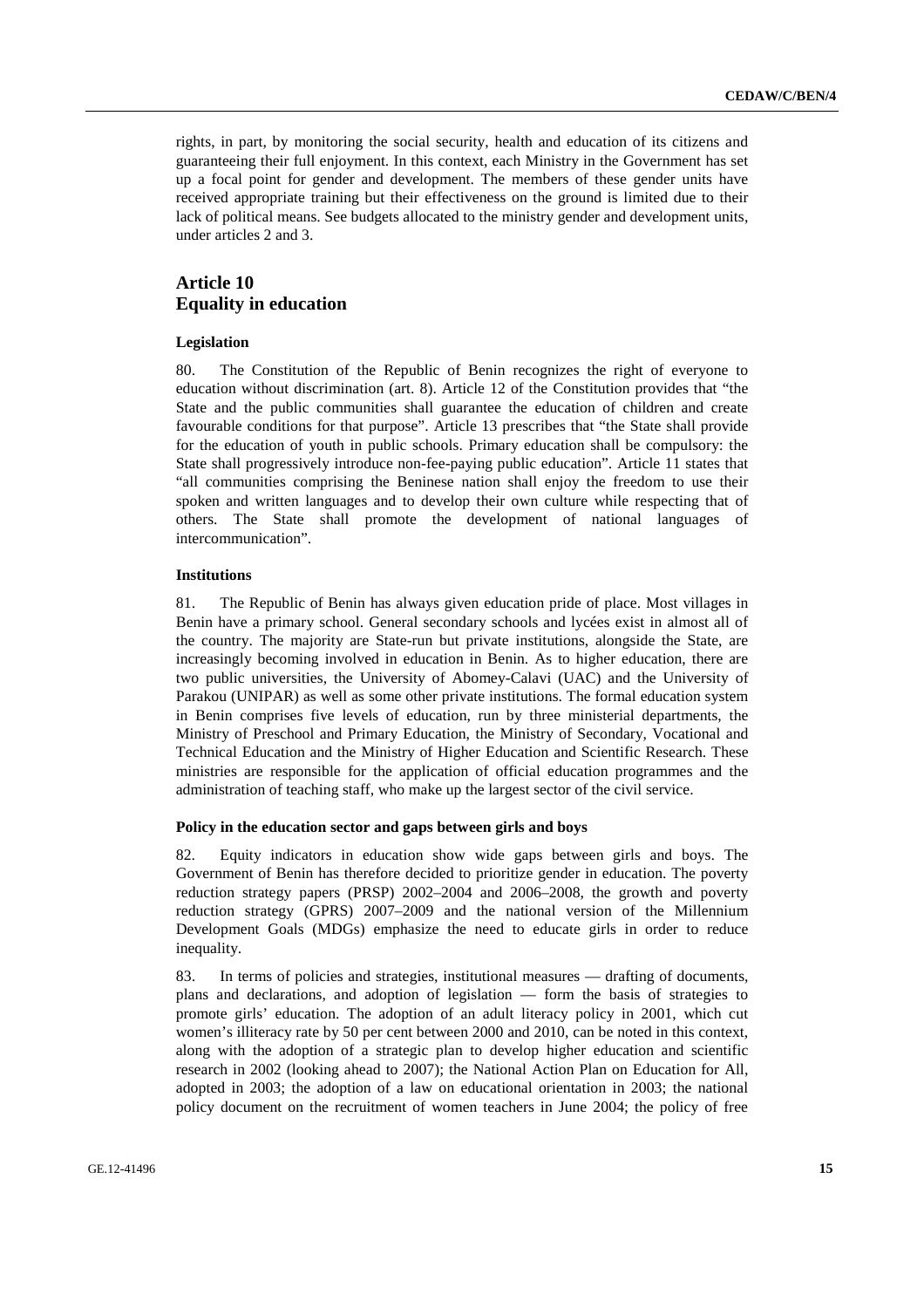rights, in part, by monitoring the social security, health and education of its citizens and guaranteeing their full enjoyment. In this context, each Ministry in the Government has set up a focal point for gender and development. The members of these gender units have received appropriate training but their effectiveness on the ground is limited due to their lack of political means. See budgets allocated to the ministry gender and development units, under articles 2 and 3.

## Article 10
## Equality in education

#### Legislation

80. The Constitution of the Republic of Benin recognizes the right of everyone to education without discrimination (art. 8). Article 12 of the Constitution provides that "the State and the public communities shall guarantee the education of children and create favourable conditions for that purpose". Article 13 prescribes that "the State shall provide for the education of youth in public schools. Primary education shall be compulsory: the State shall progressively introduce non-fee-paying public education". Article 11 states that "all communities comprising the Beninese nation shall enjoy the freedom to use their spoken and written languages and to develop their own culture while respecting that of others. The State shall promote the development of national languages of intercommunication".

#### Institutions

81. The Republic of Benin has always given education pride of place. Most villages in Benin have a primary school. General secondary schools and lycées exist in almost all of the country. The majority are State-run but private institutions, alongside the State, are increasingly becoming involved in education in Benin. As to higher education, there are two public universities, the University of Abomey-Calavi (UAC) and the University of Parakou (UNIPAR) as well as some other private institutions. The formal education system in Benin comprises five levels of education, run by three ministerial departments, the Ministry of Preschool and Primary Education, the Ministry of Secondary, Vocational and Technical Education and the Ministry of Higher Education and Scientific Research. These ministries are responsible for the application of official education programmes and the administration of teaching staff, who make up the largest sector of the civil service.

#### Policy in the education sector and gaps between girls and boys

82. Equity indicators in education show wide gaps between girls and boys. The Government of Benin has therefore decided to prioritize gender in education. The poverty reduction strategy papers (PRSP) 2002–2004 and 2006–2008, the growth and poverty reduction strategy (GPRS) 2007–2009 and the national version of the Millennium Development Goals (MDGs) emphasize the need to educate girls in order to reduce inequality.

83. In terms of policies and strategies, institutional measures — drafting of documents, plans and declarations, and adoption of legislation — form the basis of strategies to promote girls' education. The adoption of an adult literacy policy in 2001, which cut women's illiteracy rate by 50 per cent between 2000 and 2010, can be noted in this context, along with the adoption of a strategic plan to develop higher education and scientific research in 2002 (looking ahead to 2007); the National Action Plan on Education for All, adopted in 2003; the adoption of a law on educational orientation in 2003; the national policy document on the recruitment of women teachers in June 2004; the policy of free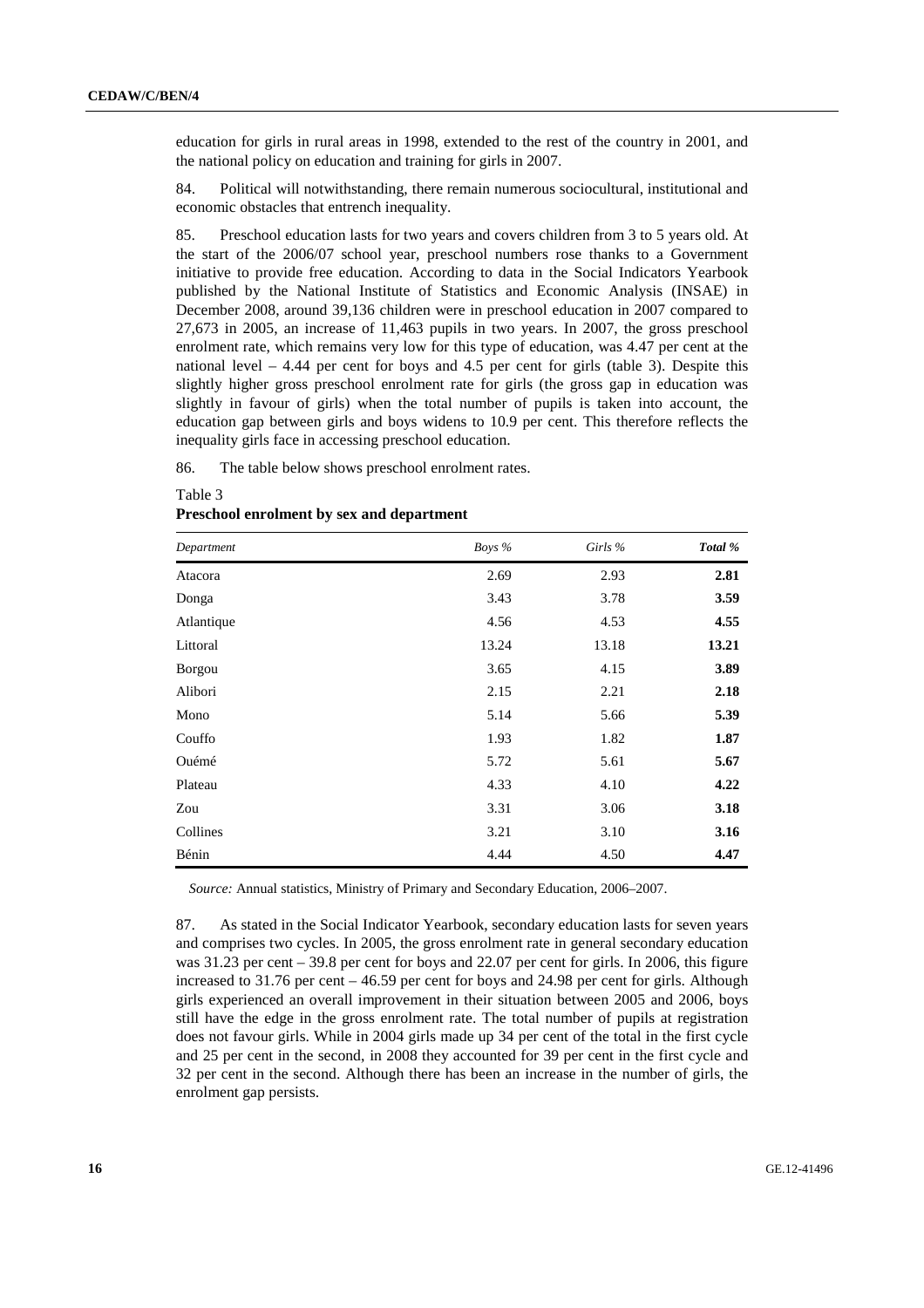education for girls in rural areas in 1998, extended to the rest of the country in 2001, and the national policy on education and training for girls in 2007.

84. Political will notwithstanding, there remain numerous sociocultural, institutional and economic obstacles that entrench inequality.

85. Preschool education lasts for two years and covers children from 3 to 5 years old. At the start of the 2006/07 school year, preschool numbers rose thanks to a Government initiative to provide free education. According to data in the Social Indicators Yearbook published by the National Institute of Statistics and Economic Analysis (INSAE) in December 2008, around 39,136 children were in preschool education in 2007 compared to 27,673 in 2005, an increase of 11,463 pupils in two years. In 2007, the gross preschool enrolment rate, which remains very low for this type of education, was 4.47 per cent at the national level – 4.44 per cent for boys and 4.5 per cent for girls (table 3). Despite this slightly higher gross preschool enrolment rate for girls (the gross gap in education was slightly in favour of girls) when the total number of pupils is taken into account, the education gap between girls and boys widens to 10.9 per cent. This therefore reflects the inequality girls face in accessing preschool education.

86. The table below shows preschool enrolment rates.

Table 3
**Preschool enrolment by sex and department**

| *Department* | *Boys %* | *Girls %* | ***Total %*** |
|---|---|---|---|
| Atacora | 2.69 | 2.93 | **2.81** |
| Donga | 3.43 | 3.78 | **3.59** |
| Atlantique | 4.56 | 4.53 | **4.55** |
| Littoral | 13.24 | 13.18 | **13.21** |
| Borgou | 3.65 | 4.15 | **3.89** |
| Alibori | 2.15 | 2.21 | **2.18** |
| Mono | 5.14 | 5.66 | **5.39** |
| Couffo | 1.93 | 1.82 | **1.87** |
| Ouémé | 5.72 | 5.61 | **5.67** |
| Plateau | 4.33 | 4.10 | **4.22** |
| Zou | 3.31 | 3.06 | **3.18** |
| Collines | 3.21 | 3.10 | **3.16** |
| Bénin | 4.44 | 4.50 | **4.47** |

*Source:* Annual statistics, Ministry of Primary and Secondary Education, 2006–2007.

87. As stated in the Social Indicator Yearbook, secondary education lasts for seven years and comprises two cycles. In 2005, the gross enrolment rate in general secondary education was 31.23 per cent – 39.8 per cent for boys and 22.07 per cent for girls. In 2006, this figure increased to 31.76 per cent – 46.59 per cent for boys and 24.98 per cent for girls. Although girls experienced an overall improvement in their situation between 2005 and 2006, boys still have the edge in the gross enrolment rate. The total number of pupils at registration does not favour girls. While in 2004 girls made up 34 per cent of the total in the first cycle and 25 per cent in the second, in 2008 they accounted for 39 per cent in the first cycle and 32 per cent in the second. Although there has been an increase in the number of girls, the enrolment gap persists.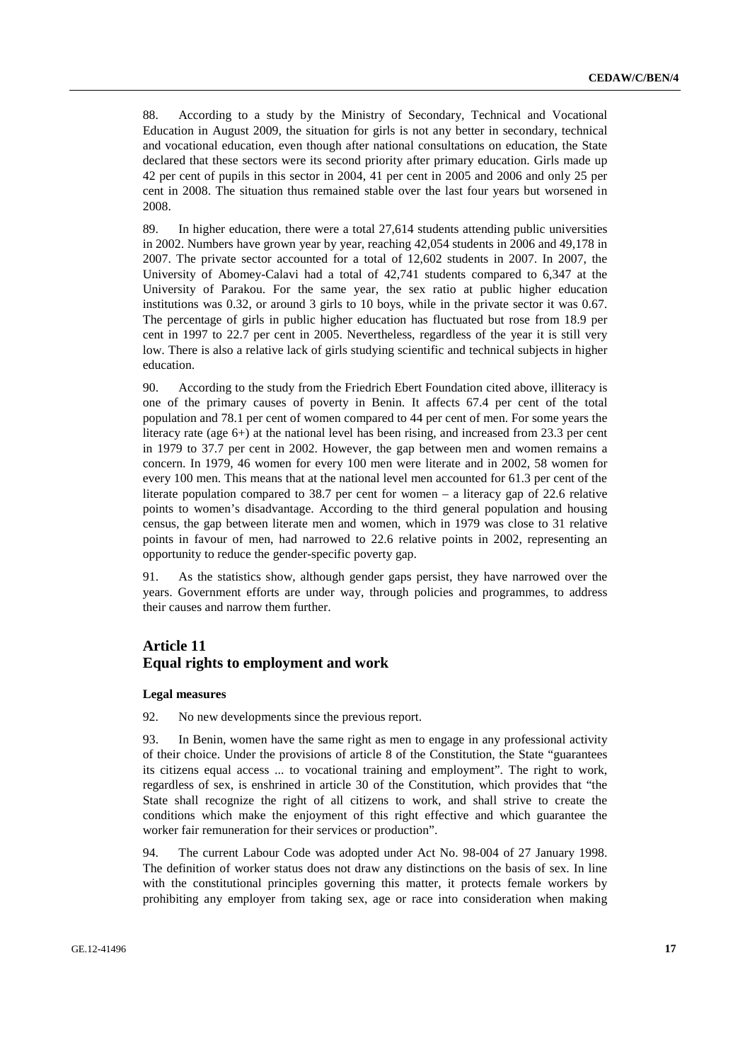88. According to a study by the Ministry of Secondary, Technical and Vocational Education in August 2009, the situation for girls is not any better in secondary, technical and vocational education, even though after national consultations on education, the State declared that these sectors were its second priority after primary education. Girls made up 42 per cent of pupils in this sector in 2004, 41 per cent in 2005 and 2006 and only 25 per cent in 2008. The situation thus remained stable over the last four years but worsened in 2008.

89. In higher education, there were a total 27,614 students attending public universities in 2002. Numbers have grown year by year, reaching 42,054 students in 2006 and 49,178 in 2007. The private sector accounted for a total of 12,602 students in 2007. In 2007, the University of Abomey-Calavi had a total of 42,741 students compared to 6,347 at the University of Parakou. For the same year, the sex ratio at public higher education institutions was 0.32, or around 3 girls to 10 boys, while in the private sector it was 0.67. The percentage of girls in public higher education has fluctuated but rose from 18.9 per cent in 1997 to 22.7 per cent in 2005. Nevertheless, regardless of the year it is still very low. There is also a relative lack of girls studying scientific and technical subjects in higher education.

90. According to the study from the Friedrich Ebert Foundation cited above, illiteracy is one of the primary causes of poverty in Benin. It affects 67.4 per cent of the total population and 78.1 per cent of women compared to 44 per cent of men. For some years the literacy rate (age 6+) at the national level has been rising, and increased from 23.3 per cent in 1979 to 37.7 per cent in 2002. However, the gap between men and women remains a concern. In 1979, 46 women for every 100 men were literate and in 2002, 58 women for every 100 men. This means that at the national level men accounted for 61.3 per cent of the literate population compared to 38.7 per cent for women – a literacy gap of 22.6 relative points to women's disadvantage. According to the third general population and housing census, the gap between literate men and women, which in 1979 was close to 31 relative points in favour of men, had narrowed to 22.6 relative points in 2002, representing an opportunity to reduce the gender-specific poverty gap.

91. As the statistics show, although gender gaps persist, they have narrowed over the years. Government efforts are under way, through policies and programmes, to address their causes and narrow them further.

## Article 11
## Equal rights to employment and work

### Legal measures

92. No new developments since the previous report.

93. In Benin, women have the same right as men to engage in any professional activity of their choice. Under the provisions of article 8 of the Constitution, the State "guarantees its citizens equal access ... to vocational training and employment". The right to work, regardless of sex, is enshrined in article 30 of the Constitution, which provides that "the State shall recognize the right of all citizens to work, and shall strive to create the conditions which make the enjoyment of this right effective and which guarantee the worker fair remuneration for their services or production".

94. The current Labour Code was adopted under Act No. 98-004 of 27 January 1998. The definition of worker status does not draw any distinctions on the basis of sex. In line with the constitutional principles governing this matter, it protects female workers by prohibiting any employer from taking sex, age or race into consideration when making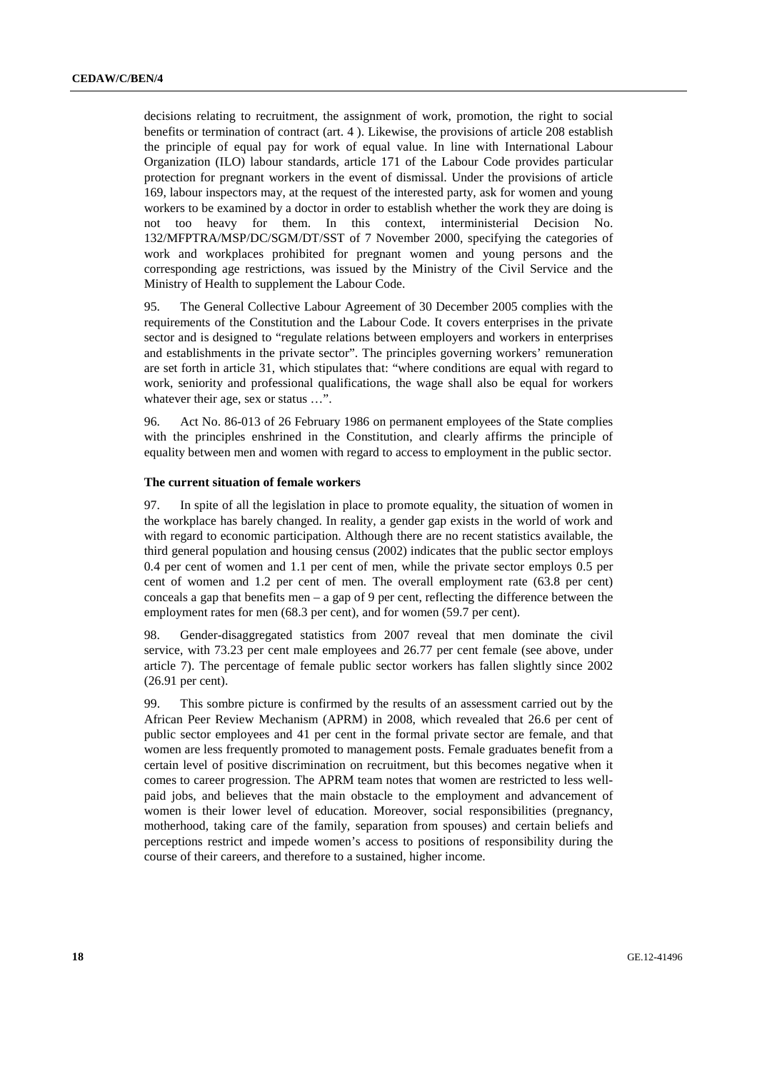decisions relating to recruitment, the assignment of work, promotion, the right to social benefits or termination of contract (art. 4 ). Likewise, the provisions of article 208 establish the principle of equal pay for work of equal value. In line with International Labour Organization (ILO) labour standards, article 171 of the Labour Code provides particular protection for pregnant workers in the event of dismissal. Under the provisions of article 169, labour inspectors may, at the request of the interested party, ask for women and young workers to be examined by a doctor in order to establish whether the work they are doing is not too heavy for them. In this context, interministerial Decision No. 132/MFPTRA/MSP/DC/SGM/DT/SST of 7 November 2000, specifying the categories of work and workplaces prohibited for pregnant women and young persons and the corresponding age restrictions, was issued by the Ministry of the Civil Service and the Ministry of Health to supplement the Labour Code.

95. The General Collective Labour Agreement of 30 December 2005 complies with the requirements of the Constitution and the Labour Code. It covers enterprises in the private sector and is designed to "regulate relations between employers and workers in enterprises and establishments in the private sector". The principles governing workers' remuneration are set forth in article 31, which stipulates that: "where conditions are equal with regard to work, seniority and professional qualifications, the wage shall also be equal for workers whatever their age, sex or status …".

96. Act No. 86-013 of 26 February 1986 on permanent employees of the State complies with the principles enshrined in the Constitution, and clearly affirms the principle of equality between men and women with regard to access to employment in the public sector.

**The current situation of female workers**

97. In spite of all the legislation in place to promote equality, the situation of women in the workplace has barely changed. In reality, a gender gap exists in the world of work and with regard to economic participation. Although there are no recent statistics available, the third general population and housing census (2002) indicates that the public sector employs 0.4 per cent of women and 1.1 per cent of men, while the private sector employs 0.5 per cent of women and 1.2 per cent of men. The overall employment rate (63.8 per cent) conceals a gap that benefits men – a gap of 9 per cent, reflecting the difference between the employment rates for men (68.3 per cent), and for women (59.7 per cent).

98. Gender-disaggregated statistics from 2007 reveal that men dominate the civil service, with 73.23 per cent male employees and 26.77 per cent female (see above, under article 7). The percentage of female public sector workers has fallen slightly since 2002 (26.91 per cent).

99. This sombre picture is confirmed by the results of an assessment carried out by the African Peer Review Mechanism (APRM) in 2008, which revealed that 26.6 per cent of public sector employees and 41 per cent in the formal private sector are female, and that women are less frequently promoted to management posts. Female graduates benefit from a certain level of positive discrimination on recruitment, but this becomes negative when it comes to career progression. The APRM team notes that women are restricted to less well-paid jobs, and believes that the main obstacle to the employment and advancement of women is their lower level of education. Moreover, social responsibilities (pregnancy, motherhood, taking care of the family, separation from spouses) and certain beliefs and perceptions restrict and impede women's access to positions of responsibility during the course of their careers, and therefore to a sustained, higher income.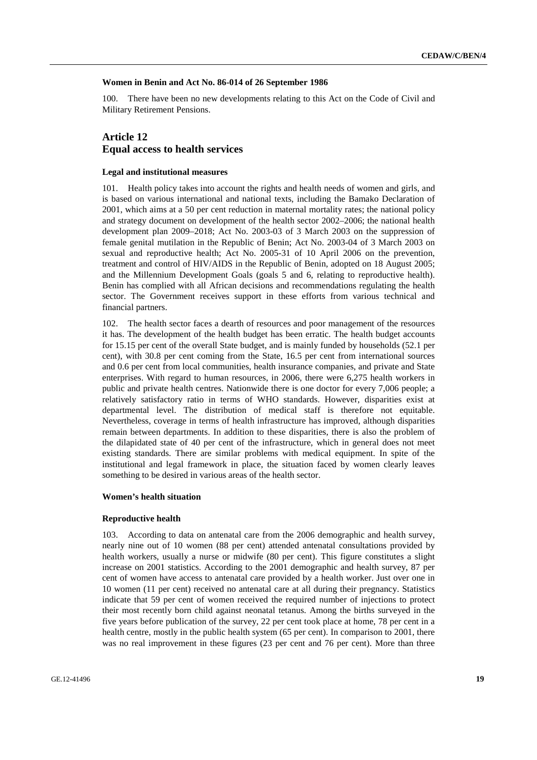#### Women in Benin and Act No. 86-014 of 26 September 1986

100. There have been no new developments relating to this Act on the Code of Civil and Military Retirement Pensions.

## Article 12
## Equal access to health services

#### Legal and institutional measures

101. Health policy takes into account the rights and health needs of women and girls, and is based on various international and national texts, including the Bamako Declaration of 2001, which aims at a 50 per cent reduction in maternal mortality rates; the national policy and strategy document on development of the health sector 2002–2006; the national health development plan 2009–2018; Act No. 2003-03 of 3 March 2003 on the suppression of female genital mutilation in the Republic of Benin; Act No. 2003-04 of 3 March 2003 on sexual and reproductive health; Act No. 2005-31 of 10 April 2006 on the prevention, treatment and control of HIV/AIDS in the Republic of Benin, adopted on 18 August 2005; and the Millennium Development Goals (goals 5 and 6, relating to reproductive health). Benin has complied with all African decisions and recommendations regulating the health sector. The Government receives support in these efforts from various technical and financial partners.

102. The health sector faces a dearth of resources and poor management of the resources it has. The development of the health budget has been erratic. The health budget accounts for 15.15 per cent of the overall State budget, and is mainly funded by households (52.1 per cent), with 30.8 per cent coming from the State, 16.5 per cent from international sources and 0.6 per cent from local communities, health insurance companies, and private and State enterprises. With regard to human resources, in 2006, there were 6,275 health workers in public and private health centres. Nationwide there is one doctor for every 7,006 people; a relatively satisfactory ratio in terms of WHO standards. However, disparities exist at departmental level. The distribution of medical staff is therefore not equitable. Nevertheless, coverage in terms of health infrastructure has improved, although disparities remain between departments. In addition to these disparities, there is also the problem of the dilapidated state of 40 per cent of the infrastructure, which in general does not meet existing standards. There are similar problems with medical equipment. In spite of the institutional and legal framework in place, the situation faced by women clearly leaves something to be desired in various areas of the health sector.

#### Women's health situation

#### Reproductive health

103. According to data on antenatal care from the 2006 demographic and health survey, nearly nine out of 10 women (88 per cent) attended antenatal consultations provided by health workers, usually a nurse or midwife (80 per cent). This figure constitutes a slight increase on 2001 statistics. According to the 2001 demographic and health survey, 87 per cent of women have access to antenatal care provided by a health worker. Just over one in 10 women (11 per cent) received no antenatal care at all during their pregnancy. Statistics indicate that 59 per cent of women received the required number of injections to protect their most recently born child against neonatal tetanus. Among the births surveyed in the five years before publication of the survey, 22 per cent took place at home, 78 per cent in a health centre, mostly in the public health system (65 per cent). In comparison to 2001, there was no real improvement in these figures (23 per cent and 76 per cent). More than three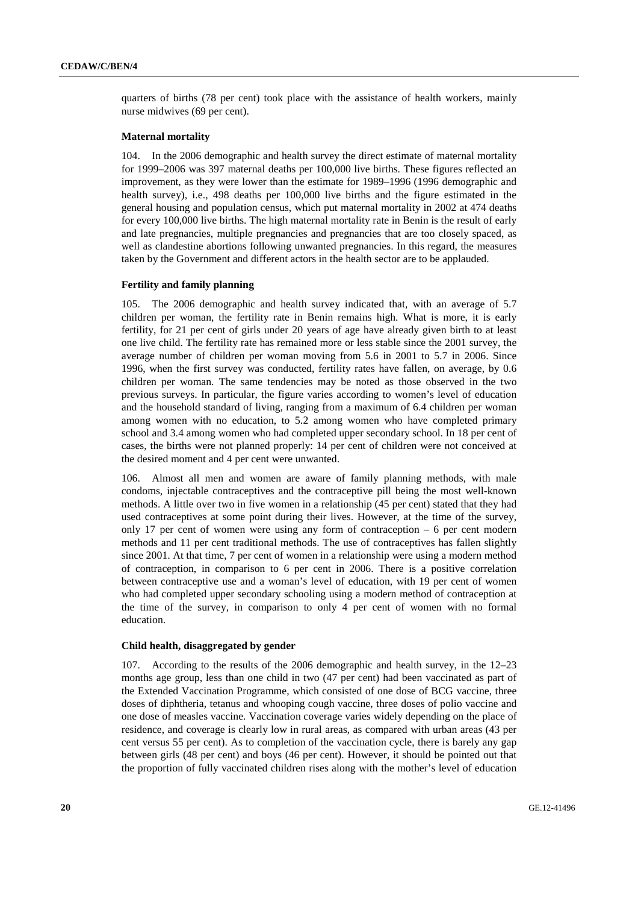quarters of births (78 per cent) took place with the assistance of health workers, mainly nurse midwives (69 per cent).

### Maternal mortality

104. In the 2006 demographic and health survey the direct estimate of maternal mortality for 1999–2006 was 397 maternal deaths per 100,000 live births. These figures reflected an improvement, as they were lower than the estimate for 1989–1996 (1996 demographic and health survey), i.e., 498 deaths per 100,000 live births and the figure estimated in the general housing and population census, which put maternal mortality in 2002 at 474 deaths for every 100,000 live births. The high maternal mortality rate in Benin is the result of early and late pregnancies, multiple pregnancies and pregnancies that are too closely spaced, as well as clandestine abortions following unwanted pregnancies. In this regard, the measures taken by the Government and different actors in the health sector are to be applauded.

### Fertility and family planning

105. The 2006 demographic and health survey indicated that, with an average of 5.7 children per woman, the fertility rate in Benin remains high. What is more, it is early fertility, for 21 per cent of girls under 20 years of age have already given birth to at least one live child. The fertility rate has remained more or less stable since the 2001 survey, the average number of children per woman moving from 5.6 in 2001 to 5.7 in 2006. Since 1996, when the first survey was conducted, fertility rates have fallen, on average, by 0.6 children per woman. The same tendencies may be noted as those observed in the two previous surveys. In particular, the figure varies according to women's level of education and the household standard of living, ranging from a maximum of 6.4 children per woman among women with no education, to 5.2 among women who have completed primary school and 3.4 among women who had completed upper secondary school. In 18 per cent of cases, the births were not planned properly: 14 per cent of children were not conceived at the desired moment and 4 per cent were unwanted.

106. Almost all men and women are aware of family planning methods, with male condoms, injectable contraceptives and the contraceptive pill being the most well-known methods. A little over two in five women in a relationship (45 per cent) stated that they had used contraceptives at some point during their lives. However, at the time of the survey, only 17 per cent of women were using any form of contraception – 6 per cent modern methods and 11 per cent traditional methods. The use of contraceptives has fallen slightly since 2001. At that time, 7 per cent of women in a relationship were using a modern method of contraception, in comparison to 6 per cent in 2006. There is a positive correlation between contraceptive use and a woman's level of education, with 19 per cent of women who had completed upper secondary schooling using a modern method of contraception at the time of the survey, in comparison to only 4 per cent of women with no formal education.

### Child health, disaggregated by gender

107. According to the results of the 2006 demographic and health survey, in the 12–23 months age group, less than one child in two (47 per cent) had been vaccinated as part of the Extended Vaccination Programme, which consisted of one dose of BCG vaccine, three doses of diphtheria, tetanus and whooping cough vaccine, three doses of polio vaccine and one dose of measles vaccine. Vaccination coverage varies widely depending on the place of residence, and coverage is clearly low in rural areas, as compared with urban areas (43 per cent versus 55 per cent). As to completion of the vaccination cycle, there is barely any gap between girls (48 per cent) and boys (46 per cent). However, it should be pointed out that the proportion of fully vaccinated children rises along with the mother's level of education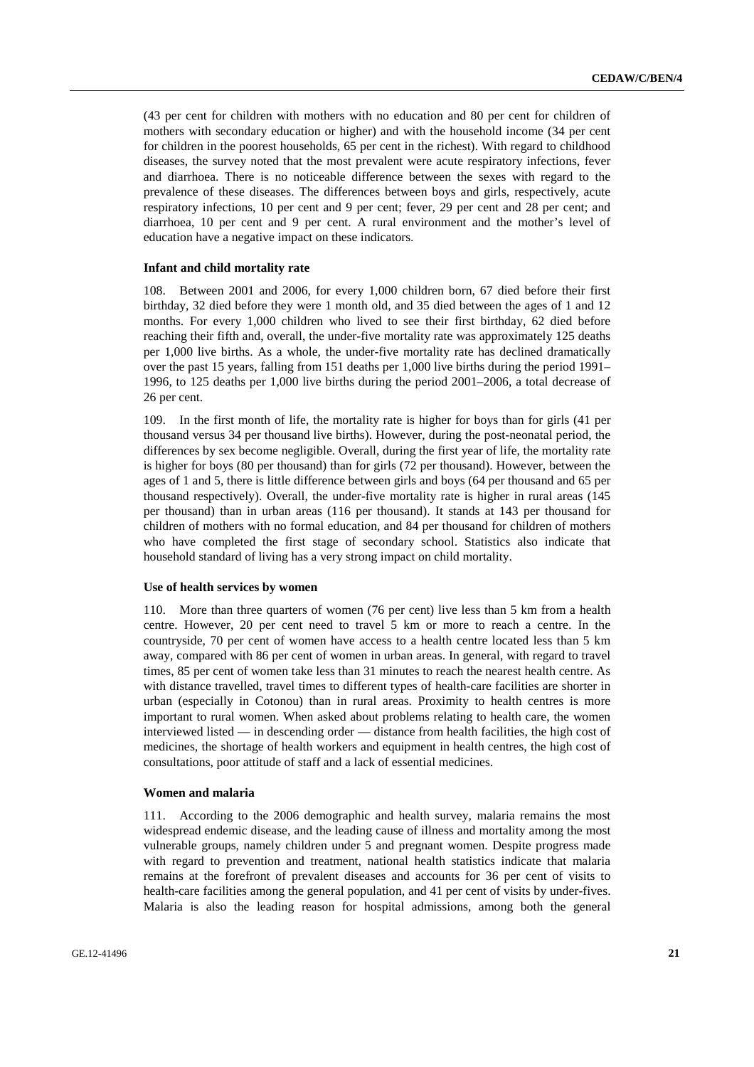(43 per cent for children with mothers with no education and 80 per cent for children of mothers with secondary education or higher) and with the household income (34 per cent for children in the poorest households, 65 per cent in the richest). With regard to childhood diseases, the survey noted that the most prevalent were acute respiratory infections, fever and diarrhoea. There is no noticeable difference between the sexes with regard to the prevalence of these diseases. The differences between boys and girls, respectively, acute respiratory infections, 10 per cent and 9 per cent; fever, 29 per cent and 28 per cent; and diarrhoea, 10 per cent and 9 per cent. A rural environment and the mother's level of education have a negative impact on these indicators.

#### Infant and child mortality rate

108. Between 2001 and 2006, for every 1,000 children born, 67 died before their first birthday, 32 died before they were 1 month old, and 35 died between the ages of 1 and 12 months. For every 1,000 children who lived to see their first birthday, 62 died before reaching their fifth and, overall, the under-five mortality rate was approximately 125 deaths per 1,000 live births. As a whole, the under-five mortality rate has declined dramatically over the past 15 years, falling from 151 deaths per 1,000 live births during the period 1991–1996, to 125 deaths per 1,000 live births during the period 2001–2006, a total decrease of 26 per cent.

109. In the first month of life, the mortality rate is higher for boys than for girls (41 per thousand versus 34 per thousand live births). However, during the post-neonatal period, the differences by sex become negligible. Overall, during the first year of life, the mortality rate is higher for boys (80 per thousand) than for girls (72 per thousand). However, between the ages of 1 and 5, there is little difference between girls and boys (64 per thousand and 65 per thousand respectively). Overall, the under-five mortality rate is higher in rural areas (145 per thousand) than in urban areas (116 per thousand). It stands at 143 per thousand for children of mothers with no formal education, and 84 per thousand for children of mothers who have completed the first stage of secondary school. Statistics also indicate that household standard of living has a very strong impact on child mortality.

#### Use of health services by women

110. More than three quarters of women (76 per cent) live less than 5 km from a health centre. However, 20 per cent need to travel 5 km or more to reach a centre. In the countryside, 70 per cent of women have access to a health centre located less than 5 km away, compared with 86 per cent of women in urban areas. In general, with regard to travel times, 85 per cent of women take less than 31 minutes to reach the nearest health centre. As with distance travelled, travel times to different types of health-care facilities are shorter in urban (especially in Cotonou) than in rural areas. Proximity to health centres is more important to rural women. When asked about problems relating to health care, the women interviewed listed — in descending order — distance from health facilities, the high cost of medicines, the shortage of health workers and equipment in health centres, the high cost of consultations, poor attitude of staff and a lack of essential medicines.

#### Women and malaria

111. According to the 2006 demographic and health survey, malaria remains the most widespread endemic disease, and the leading cause of illness and mortality among the most vulnerable groups, namely children under 5 and pregnant women. Despite progress made with regard to prevention and treatment, national health statistics indicate that malaria remains at the forefront of prevalent diseases and accounts for 36 per cent of visits to health-care facilities among the general population, and 41 per cent of visits by under-fives. Malaria is also the leading reason for hospital admissions, among both the general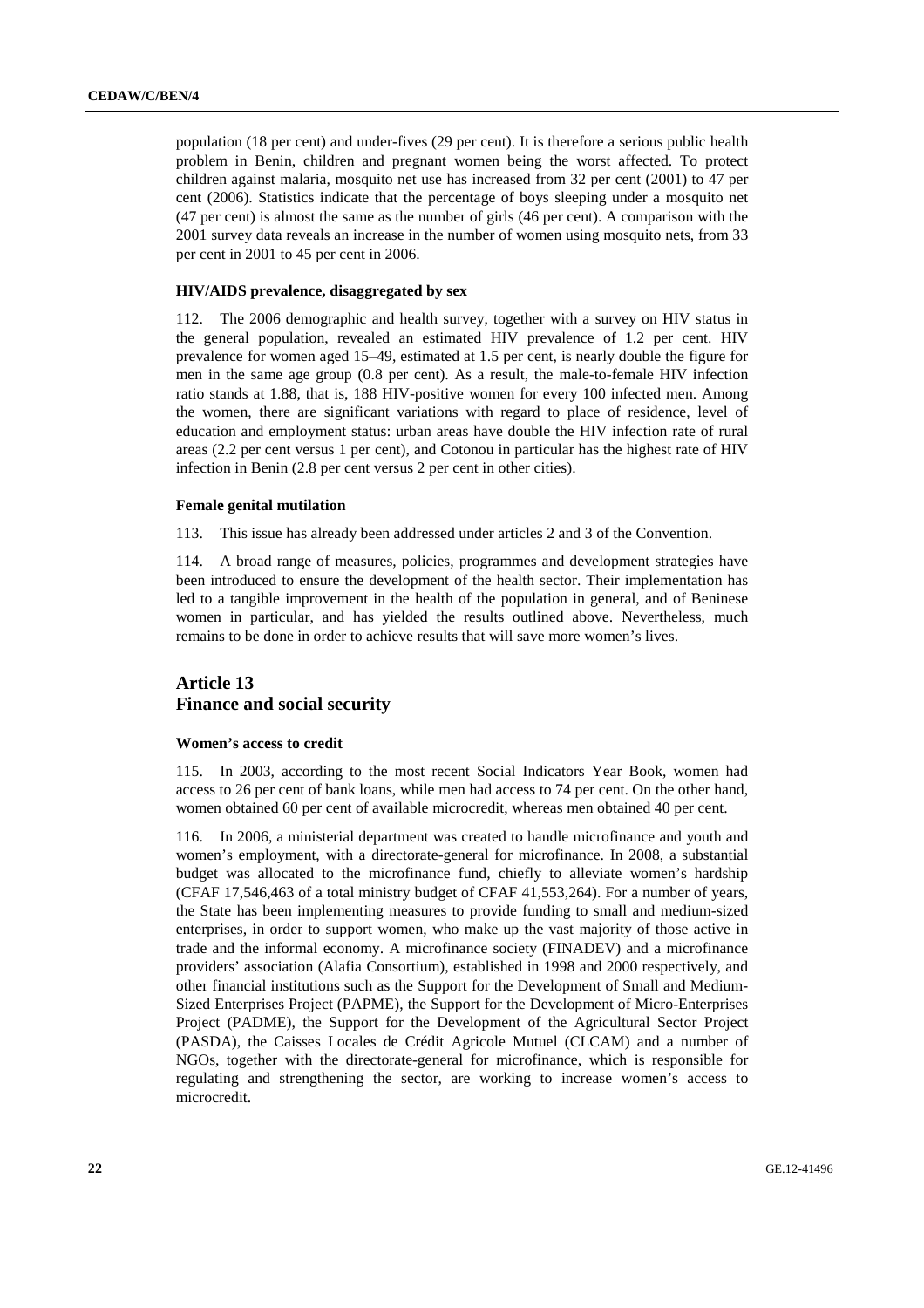population (18 per cent) and under-fives (29 per cent). It is therefore a serious public health problem in Benin, children and pregnant women being the worst affected. To protect children against malaria, mosquito net use has increased from 32 per cent (2001) to 47 per cent (2006). Statistics indicate that the percentage of boys sleeping under a mosquito net (47 per cent) is almost the same as the number of girls (46 per cent). A comparison with the 2001 survey data reveals an increase in the number of women using mosquito nets, from 33 per cent in 2001 to 45 per cent in 2006.

#### HIV/AIDS prevalence, disaggregated by sex

112. The 2006 demographic and health survey, together with a survey on HIV status in the general population, revealed an estimated HIV prevalence of 1.2 per cent. HIV prevalence for women aged 15–49, estimated at 1.5 per cent, is nearly double the figure for men in the same age group (0.8 per cent). As a result, the male-to-female HIV infection ratio stands at 1.88, that is, 188 HIV-positive women for every 100 infected men. Among the women, there are significant variations with regard to place of residence, level of education and employment status: urban areas have double the HIV infection rate of rural areas (2.2 per cent versus 1 per cent), and Cotonou in particular has the highest rate of HIV infection in Benin (2.8 per cent versus 2 per cent in other cities).

#### Female genital mutilation

113. This issue has already been addressed under articles 2 and 3 of the Convention.

114. A broad range of measures, policies, programmes and development strategies have been introduced to ensure the development of the health sector. Their implementation has led to a tangible improvement in the health of the population in general, and of Beninese women in particular, and has yielded the results outlined above. Nevertheless, much remains to be done in order to achieve results that will save more women's lives.

## Article 13
## Finance and social security

#### Women's access to credit

115. In 2003, according to the most recent Social Indicators Year Book, women had access to 26 per cent of bank loans, while men had access to 74 per cent. On the other hand, women obtained 60 per cent of available microcredit, whereas men obtained 40 per cent.

116. In 2006, a ministerial department was created to handle microfinance and youth and women's employment, with a directorate-general for microfinance. In 2008, a substantial budget was allocated to the microfinance fund, chiefly to alleviate women's hardship (CFAF 17,546,463 of a total ministry budget of CFAF 41,553,264). For a number of years, the State has been implementing measures to provide funding to small and medium-sized enterprises, in order to support women, who make up the vast majority of those active in trade and the informal economy. A microfinance society (FINADEV) and a microfinance providers' association (Alafia Consortium), established in 1998 and 2000 respectively, and other financial institutions such as the Support for the Development of Small and Medium-Sized Enterprises Project (PAPME), the Support for the Development of Micro-Enterprises Project (PADME), the Support for the Development of the Agricultural Sector Project (PASDA), the Caisses Locales de Crédit Agricole Mutuel (CLCAM) and a number of NGOs, together with the directorate-general for microfinance, which is responsible for regulating and strengthening the sector, are working to increase women's access to microcredit.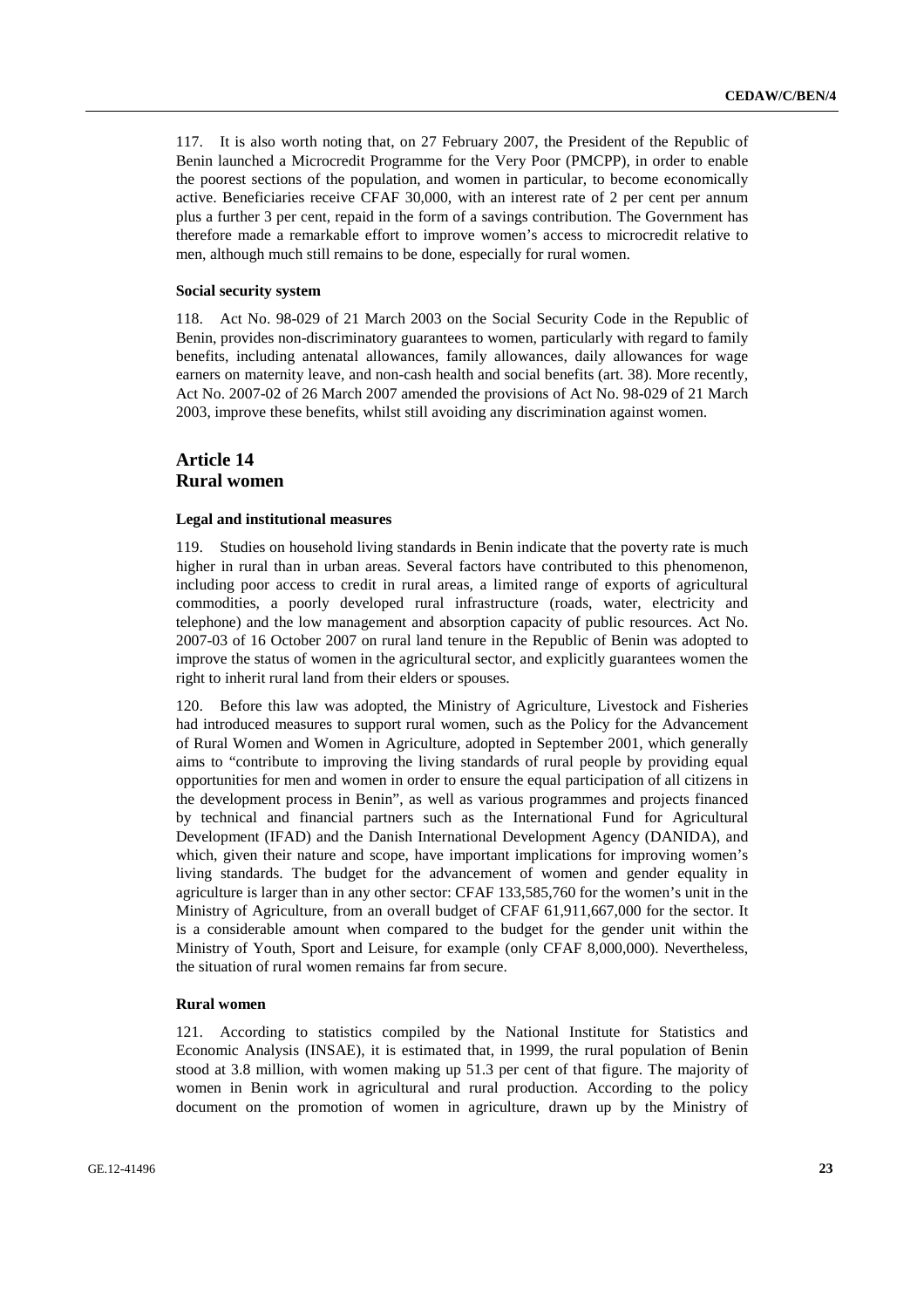117. It is also worth noting that, on 27 February 2007, the President of the Republic of Benin launched a Microcredit Programme for the Very Poor (PMCPP), in order to enable the poorest sections of the population, and women in particular, to become economically active. Beneficiaries receive CFAF 30,000, with an interest rate of 2 per cent per annum plus a further 3 per cent, repaid in the form of a savings contribution. The Government has therefore made a remarkable effort to improve women's access to microcredit relative to men, although much still remains to be done, especially for rural women.

#### Social security system

118. Act No. 98-029 of 21 March 2003 on the Social Security Code in the Republic of Benin, provides non-discriminatory guarantees to women, particularly with regard to family benefits, including antenatal allowances, family allowances, daily allowances for wage earners on maternity leave, and non-cash health and social benefits (art. 38). More recently, Act No. 2007-02 of 26 March 2007 amended the provisions of Act No. 98-029 of 21 March 2003, improve these benefits, whilst still avoiding any discrimination against women.

## Article 14
## Rural women

#### Legal and institutional measures

119. Studies on household living standards in Benin indicate that the poverty rate is much higher in rural than in urban areas. Several factors have contributed to this phenomenon, including poor access to credit in rural areas, a limited range of exports of agricultural commodities, a poorly developed rural infrastructure (roads, water, electricity and telephone) and the low management and absorption capacity of public resources. Act No. 2007-03 of 16 October 2007 on rural land tenure in the Republic of Benin was adopted to improve the status of women in the agricultural sector, and explicitly guarantees women the right to inherit rural land from their elders or spouses.

120. Before this law was adopted, the Ministry of Agriculture, Livestock and Fisheries had introduced measures to support rural women, such as the Policy for the Advancement of Rural Women and Women in Agriculture, adopted in September 2001, which generally aims to "contribute to improving the living standards of rural people by providing equal opportunities for men and women in order to ensure the equal participation of all citizens in the development process in Benin", as well as various programmes and projects financed by technical and financial partners such as the International Fund for Agricultural Development (IFAD) and the Danish International Development Agency (DANIDA), and which, given their nature and scope, have important implications for improving women's living standards. The budget for the advancement of women and gender equality in agriculture is larger than in any other sector: CFAF 133,585,760 for the women's unit in the Ministry of Agriculture, from an overall budget of CFAF 61,911,667,000 for the sector. It is a considerable amount when compared to the budget for the gender unit within the Ministry of Youth, Sport and Leisure, for example (only CFAF 8,000,000). Nevertheless, the situation of rural women remains far from secure.

#### Rural women

121. According to statistics compiled by the National Institute for Statistics and Economic Analysis (INSAE), it is estimated that, in 1999, the rural population of Benin stood at 3.8 million, with women making up 51.3 per cent of that figure. The majority of women in Benin work in agricultural and rural production. According to the policy document on the promotion of women in agriculture, drawn up by the Ministry of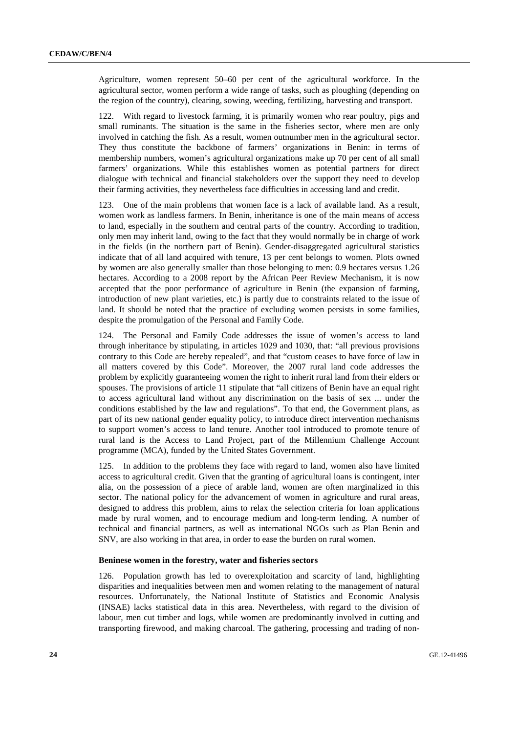Agriculture, women represent 50–60 per cent of the agricultural workforce. In the agricultural sector, women perform a wide range of tasks, such as ploughing (depending on the region of the country), clearing, sowing, weeding, fertilizing, harvesting and transport.

122. With regard to livestock farming, it is primarily women who rear poultry, pigs and small ruminants. The situation is the same in the fisheries sector, where men are only involved in catching the fish. As a result, women outnumber men in the agricultural sector. They thus constitute the backbone of farmers' organizations in Benin: in terms of membership numbers, women's agricultural organizations make up 70 per cent of all small farmers' organizations. While this establishes women as potential partners for direct dialogue with technical and financial stakeholders over the support they need to develop their farming activities, they nevertheless face difficulties in accessing land and credit.

123. One of the main problems that women face is a lack of available land. As a result, women work as landless farmers. In Benin, inheritance is one of the main means of access to land, especially in the southern and central parts of the country. According to tradition, only men may inherit land, owing to the fact that they would normally be in charge of work in the fields (in the northern part of Benin). Gender-disaggregated agricultural statistics indicate that of all land acquired with tenure, 13 per cent belongs to women. Plots owned by women are also generally smaller than those belonging to men: 0.9 hectares versus 1.26 hectares. According to a 2008 report by the African Peer Review Mechanism, it is now accepted that the poor performance of agriculture in Benin (the expansion of farming, introduction of new plant varieties, etc.) is partly due to constraints related to the issue of land. It should be noted that the practice of excluding women persists in some families, despite the promulgation of the Personal and Family Code.

124. The Personal and Family Code addresses the issue of women's access to land through inheritance by stipulating, in articles 1029 and 1030, that: "all previous provisions contrary to this Code are hereby repealed", and that "custom ceases to have force of law in all matters covered by this Code". Moreover, the 2007 rural land code addresses the problem by explicitly guaranteeing women the right to inherit rural land from their elders or spouses. The provisions of article 11 stipulate that "all citizens of Benin have an equal right to access agricultural land without any discrimination on the basis of sex ... under the conditions established by the law and regulations". To that end, the Government plans, as part of its new national gender equality policy, to introduce direct intervention mechanisms to support women's access to land tenure. Another tool introduced to promote tenure of rural land is the Access to Land Project, part of the Millennium Challenge Account programme (MCA), funded by the United States Government.

125. In addition to the problems they face with regard to land, women also have limited access to agricultural credit. Given that the granting of agricultural loans is contingent, inter alia, on the possession of a piece of arable land, women are often marginalized in this sector. The national policy for the advancement of women in agriculture and rural areas, designed to address this problem, aims to relax the selection criteria for loan applications made by rural women, and to encourage medium and long-term lending. A number of technical and financial partners, as well as international NGOs such as Plan Benin and SNV, are also working in that area, in order to ease the burden on rural women.

### Beninese women in the forestry, water and fisheries sectors

126. Population growth has led to overexploitation and scarcity of land, highlighting disparities and inequalities between men and women relating to the management of natural resources. Unfortunately, the National Institute of Statistics and Economic Analysis (INSAE) lacks statistical data in this area. Nevertheless, with regard to the division of labour, men cut timber and logs, while women are predominantly involved in cutting and transporting firewood, and making charcoal. The gathering, processing and trading of non-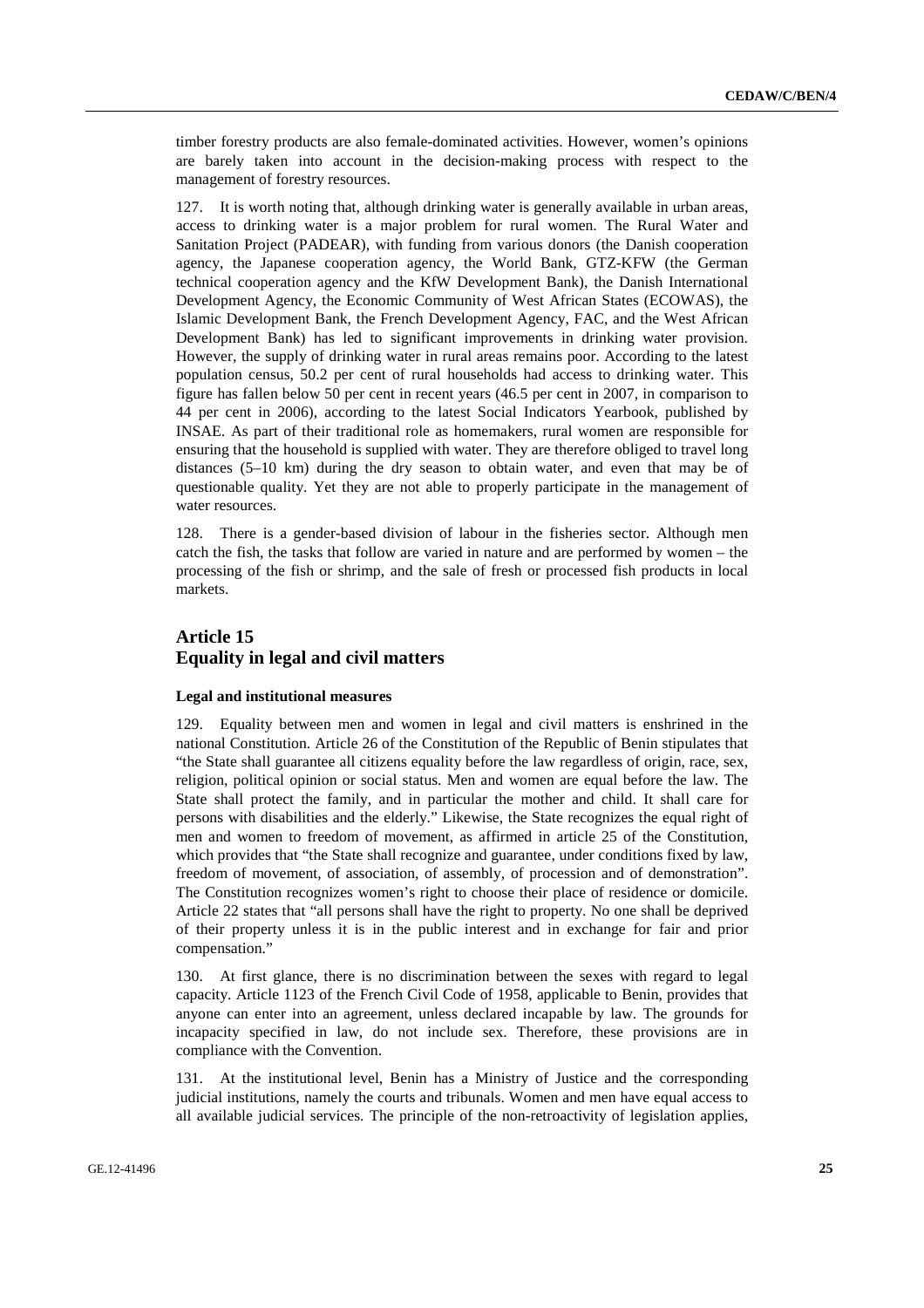timber forestry products are also female-dominated activities. However, women's opinions are barely taken into account in the decision-making process with respect to the management of forestry resources.

127. It is worth noting that, although drinking water is generally available in urban areas, access to drinking water is a major problem for rural women. The Rural Water and Sanitation Project (PADEAR), with funding from various donors (the Danish cooperation agency, the Japanese cooperation agency, the World Bank, GTZ-KFW (the German technical cooperation agency and the KfW Development Bank), the Danish International Development Agency, the Economic Community of West African States (ECOWAS), the Islamic Development Bank, the French Development Agency, FAC, and the West African Development Bank) has led to significant improvements in drinking water provision. However, the supply of drinking water in rural areas remains poor. According to the latest population census, 50.2 per cent of rural households had access to drinking water. This figure has fallen below 50 per cent in recent years (46.5 per cent in 2007, in comparison to 44 per cent in 2006), according to the latest Social Indicators Yearbook, published by INSAE. As part of their traditional role as homemakers, rural women are responsible for ensuring that the household is supplied with water. They are therefore obliged to travel long distances (5–10 km) during the dry season to obtain water, and even that may be of questionable quality. Yet they are not able to properly participate in the management of water resources.

128. There is a gender-based division of labour in the fisheries sector. Although men catch the fish, the tasks that follow are varied in nature and are performed by women – the processing of the fish or shrimp, and the sale of fresh or processed fish products in local markets.

## Article 15
## Equality in legal and civil matters

#### Legal and institutional measures

129. Equality between men and women in legal and civil matters is enshrined in the national Constitution. Article 26 of the Constitution of the Republic of Benin stipulates that "the State shall guarantee all citizens equality before the law regardless of origin, race, sex, religion, political opinion or social status. Men and women are equal before the law. The State shall protect the family, and in particular the mother and child. It shall care for persons with disabilities and the elderly." Likewise, the State recognizes the equal right of men and women to freedom of movement, as affirmed in article 25 of the Constitution, which provides that "the State shall recognize and guarantee, under conditions fixed by law, freedom of movement, of association, of assembly, of procession and of demonstration". The Constitution recognizes women's right to choose their place of residence or domicile. Article 22 states that "all persons shall have the right to property. No one shall be deprived of their property unless it is in the public interest and in exchange for fair and prior compensation."

130. At first glance, there is no discrimination between the sexes with regard to legal capacity. Article 1123 of the French Civil Code of 1958, applicable to Benin, provides that anyone can enter into an agreement, unless declared incapable by law. The grounds for incapacity specified in law, do not include sex. Therefore, these provisions are in compliance with the Convention.

131. At the institutional level, Benin has a Ministry of Justice and the corresponding judicial institutions, namely the courts and tribunals. Women and men have equal access to all available judicial services. The principle of the non-retroactivity of legislation applies,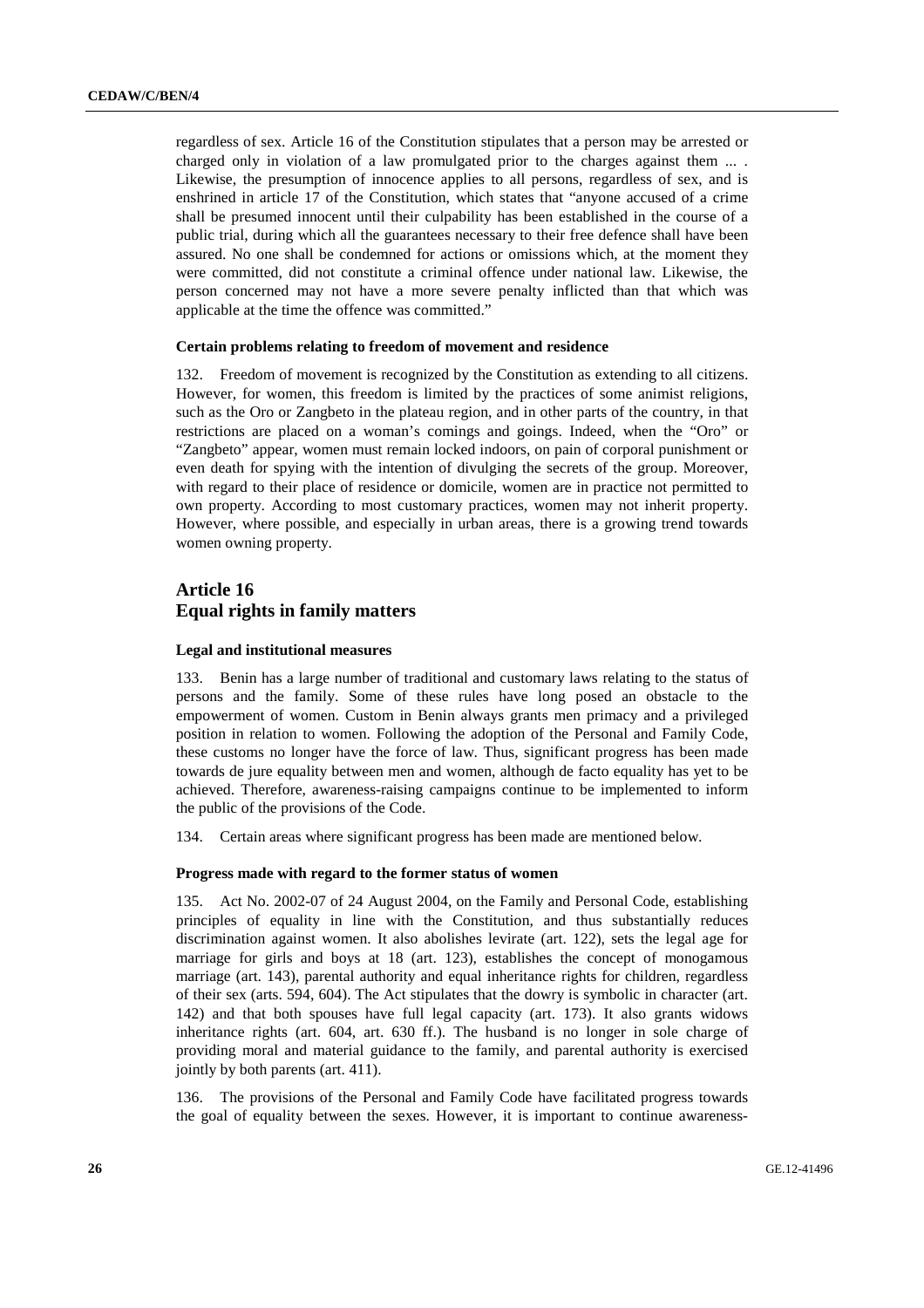regardless of sex. Article 16 of the Constitution stipulates that a person may be arrested or charged only in violation of a law promulgated prior to the charges against them ... . Likewise, the presumption of innocence applies to all persons, regardless of sex, and is enshrined in article 17 of the Constitution, which states that "anyone accused of a crime shall be presumed innocent until their culpability has been established in the course of a public trial, during which all the guarantees necessary to their free defence shall have been assured. No one shall be condemned for actions or omissions which, at the moment they were committed, did not constitute a criminal offence under national law. Likewise, the person concerned may not have a more severe penalty inflicted than that which was applicable at the time the offence was committed."

#### Certain problems relating to freedom of movement and residence

132. Freedom of movement is recognized by the Constitution as extending to all citizens. However, for women, this freedom is limited by the practices of some animist religions, such as the Oro or Zangbeto in the plateau region, and in other parts of the country, in that restrictions are placed on a woman's comings and goings. Indeed, when the "Oro" or "Zangbeto" appear, women must remain locked indoors, on pain of corporal punishment or even death for spying with the intention of divulging the secrets of the group. Moreover, with regard to their place of residence or domicile, women are in practice not permitted to own property. According to most customary practices, women may not inherit property. However, where possible, and especially in urban areas, there is a growing trend towards women owning property.

## Article 16
## Equal rights in family matters

#### Legal and institutional measures

133. Benin has a large number of traditional and customary laws relating to the status of persons and the family. Some of these rules have long posed an obstacle to the empowerment of women. Custom in Benin always grants men primacy and a privileged position in relation to women. Following the adoption of the Personal and Family Code, these customs no longer have the force of law. Thus, significant progress has been made towards de jure equality between men and women, although de facto equality has yet to be achieved. Therefore, awareness-raising campaigns continue to be implemented to inform the public of the provisions of the Code.

134. Certain areas where significant progress has been made are mentioned below.

#### Progress made with regard to the former status of women

135. Act No. 2002-07 of 24 August 2004, on the Family and Personal Code, establishing principles of equality in line with the Constitution, and thus substantially reduces discrimination against women. It also abolishes levirate (art. 122), sets the legal age for marriage for girls and boys at 18 (art. 123), establishes the concept of monogamous marriage (art. 143), parental authority and equal inheritance rights for children, regardless of their sex (arts. 594, 604). The Act stipulates that the dowry is symbolic in character (art. 142) and that both spouses have full legal capacity (art. 173). It also grants widows inheritance rights (art. 604, art. 630 ff.). The husband is no longer in sole charge of providing moral and material guidance to the family, and parental authority is exercised jointly by both parents (art. 411).

136. The provisions of the Personal and Family Code have facilitated progress towards the goal of equality between the sexes. However, it is important to continue awareness-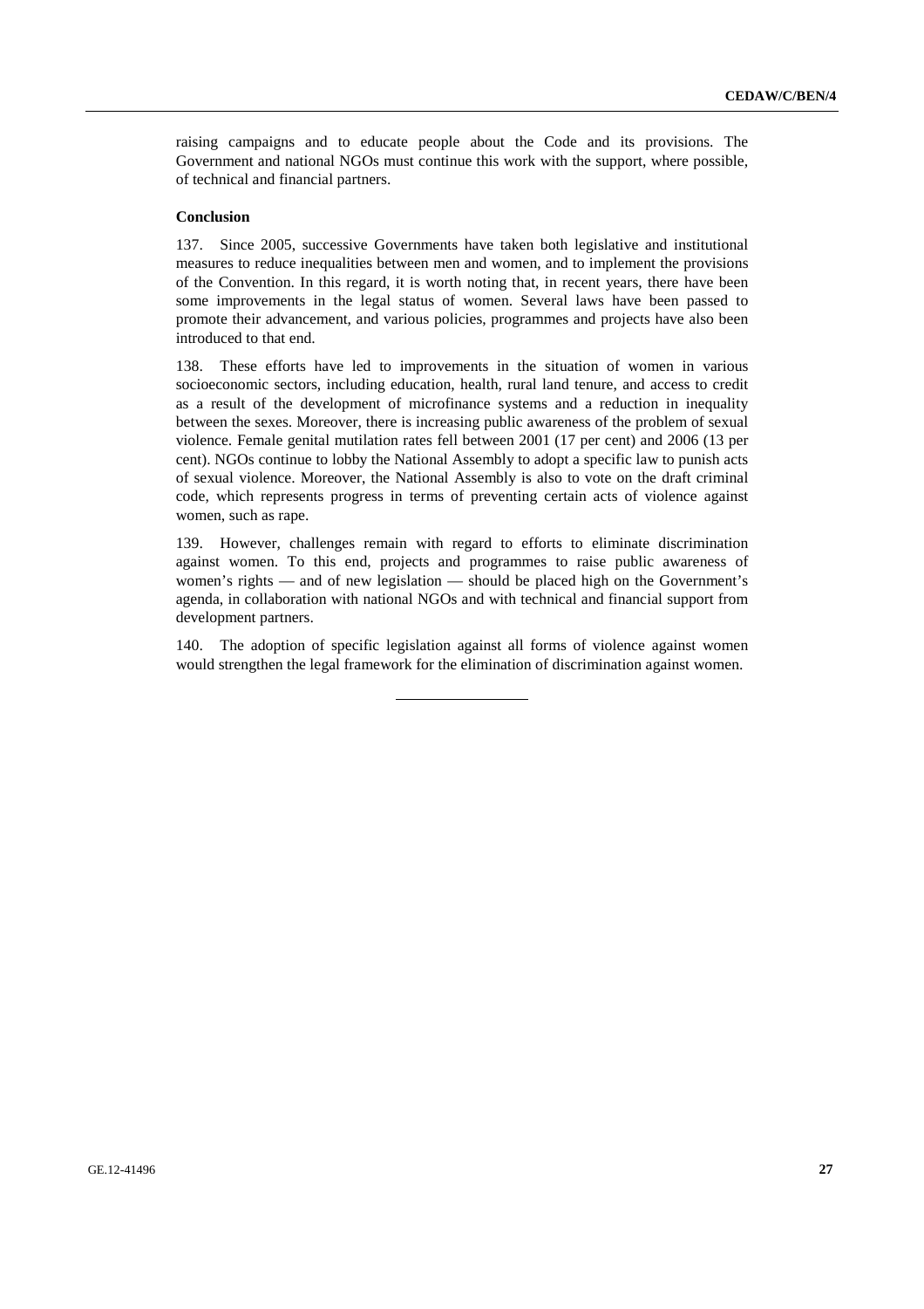raising campaigns and to educate people about the Code and its provisions. The Government and national NGOs must continue this work with the support, where possible, of technical and financial partners.

**Conclusion**

137. Since 2005, successive Governments have taken both legislative and institutional measures to reduce inequalities between men and women, and to implement the provisions of the Convention. In this regard, it is worth noting that, in recent years, there have been some improvements in the legal status of women. Several laws have been passed to promote their advancement, and various policies, programmes and projects have also been introduced to that end.

138. These efforts have led to improvements in the situation of women in various socioeconomic sectors, including education, health, rural land tenure, and access to credit as a result of the development of microfinance systems and a reduction in inequality between the sexes. Moreover, there is increasing public awareness of the problem of sexual violence. Female genital mutilation rates fell between 2001 (17 per cent) and 2006 (13 per cent). NGOs continue to lobby the National Assembly to adopt a specific law to punish acts of sexual violence. Moreover, the National Assembly is also to vote on the draft criminal code, which represents progress in terms of preventing certain acts of violence against women, such as rape.

139. However, challenges remain with regard to efforts to eliminate discrimination against women. To this end, projects and programmes to raise public awareness of women's rights — and of new legislation — should be placed high on the Government's agenda, in collaboration with national NGOs and with technical and financial support from development partners.

140. The adoption of specific legislation against all forms of violence against women would strengthen the legal framework for the elimination of discrimination against women.